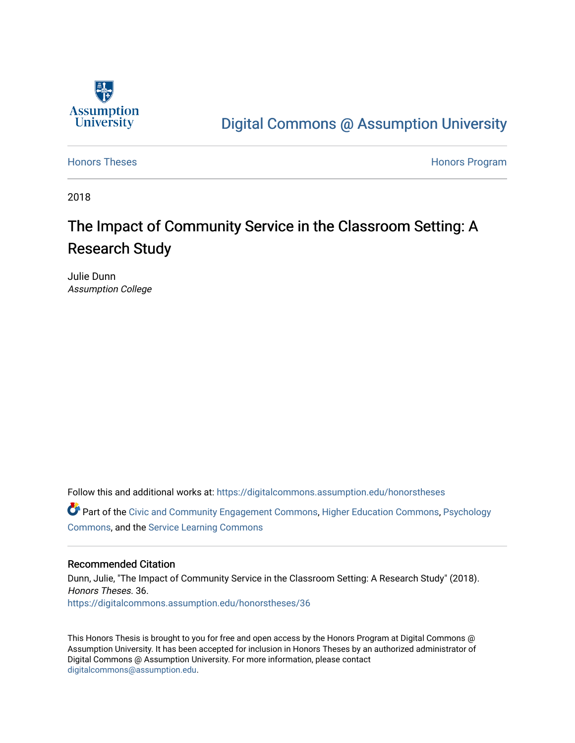Assumption University

Digital Commons @ Assumption University

Honors Theses

Honors Program

2018

# The Impact of Community Service in the Classroom Setting: A Research Study

Julie Dunn
*Assumption College*

Follow this and additional works at: https://digitalcommons.assumption.edu/honorstheses

Part of the Civic and Community Engagement Commons, Higher Education Commons, Psychology Commons, and the Service Learning Commons

## Recommended Citation

Dunn, Julie, "The Impact of Community Service in the Classroom Setting: A Research Study" (2018). *Honors Theses*. 36.
https://digitalcommons.assumption.edu/honorstheses/36

This Honors Thesis is brought to you for free and open access by the Honors Program at Digital Commons @ Assumption University. It has been accepted for inclusion in Honors Theses by an authorized administrator of Digital Commons @ Assumption University. For more information, please contact digitalcommons@assumption.edu.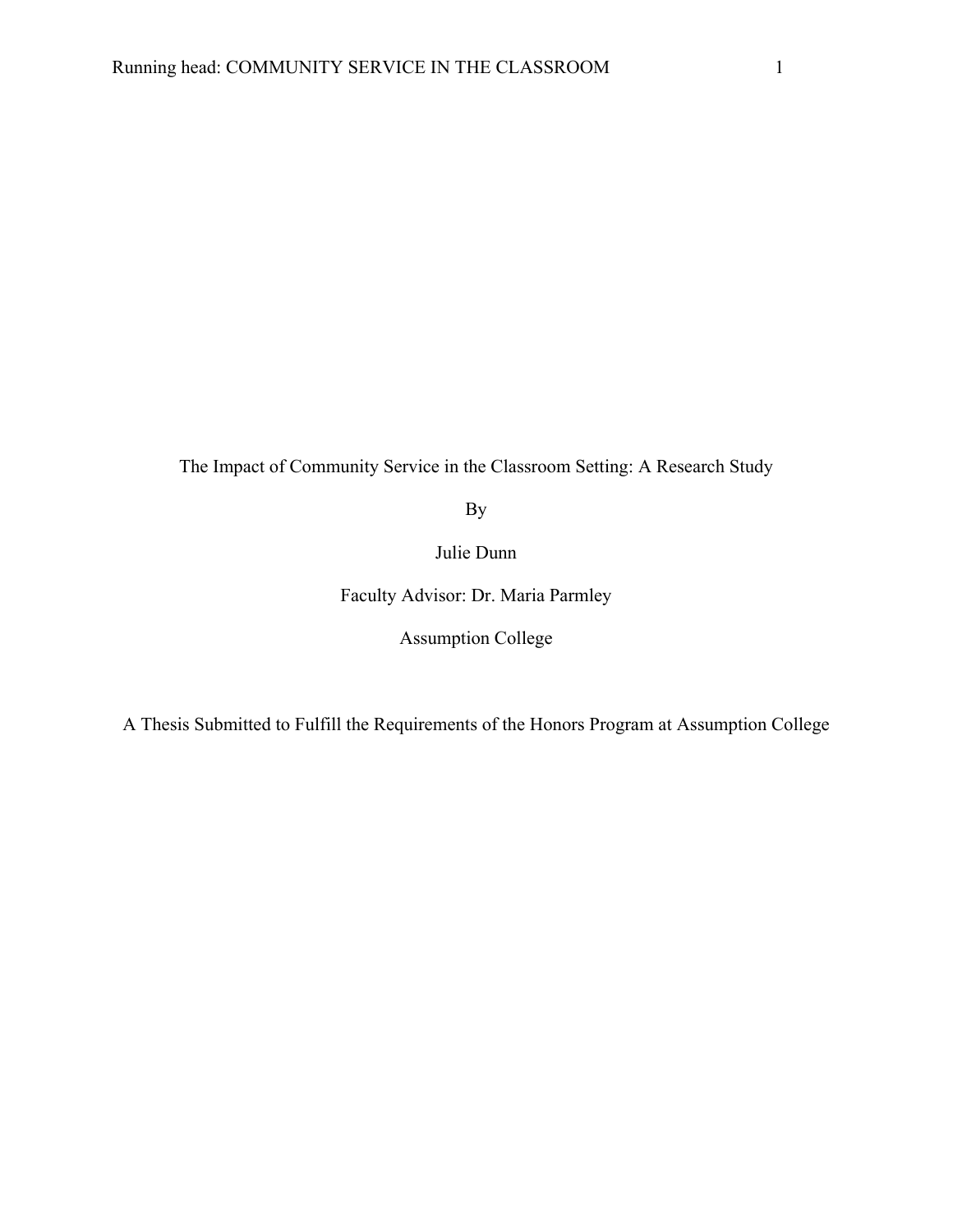The Impact of Community Service in the Classroom Setting: A Research Study

By

Julie Dunn

Faculty Advisor: Dr. Maria Parmley

Assumption College

A Thesis Submitted to Fulfill the Requirements of the Honors Program at Assumption College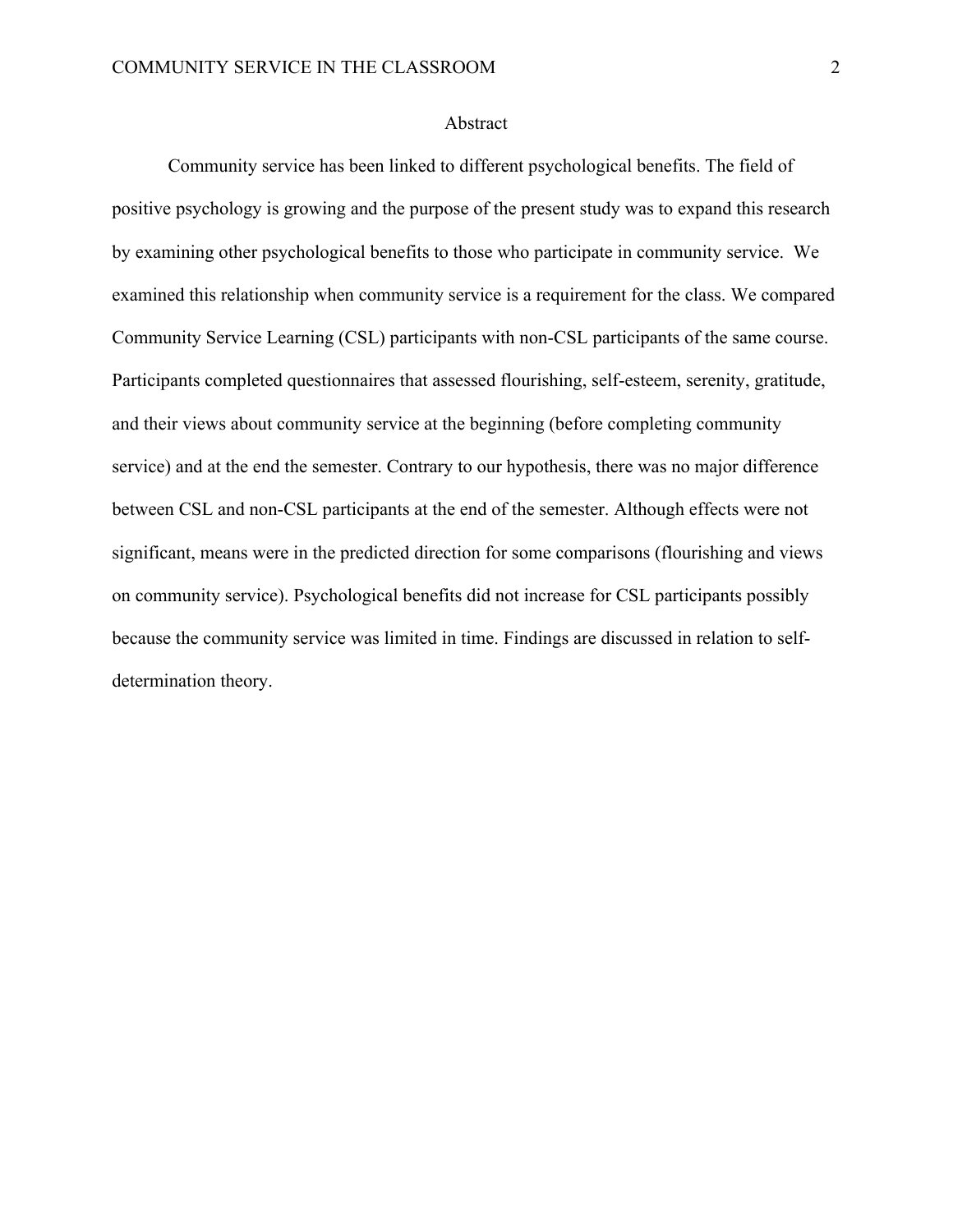# Abstract

Community service has been linked to different psychological benefits. The field of positive psychology is growing and the purpose of the present study was to expand this research by examining other psychological benefits to those who participate in community service. We examined this relationship when community service is a requirement for the class. We compared Community Service Learning (CSL) participants with non-CSL participants of the same course. Participants completed questionnaires that assessed flourishing, self-esteem, serenity, gratitude, and their views about community service at the beginning (before completing community service) and at the end the semester. Contrary to our hypothesis, there was no major difference between CSL and non-CSL participants at the end of the semester. Although effects were not significant, means were in the predicted direction for some comparisons (flourishing and views on community service). Psychological benefits did not increase for CSL participants possibly because the community service was limited in time. Findings are discussed in relation to self-determination theory.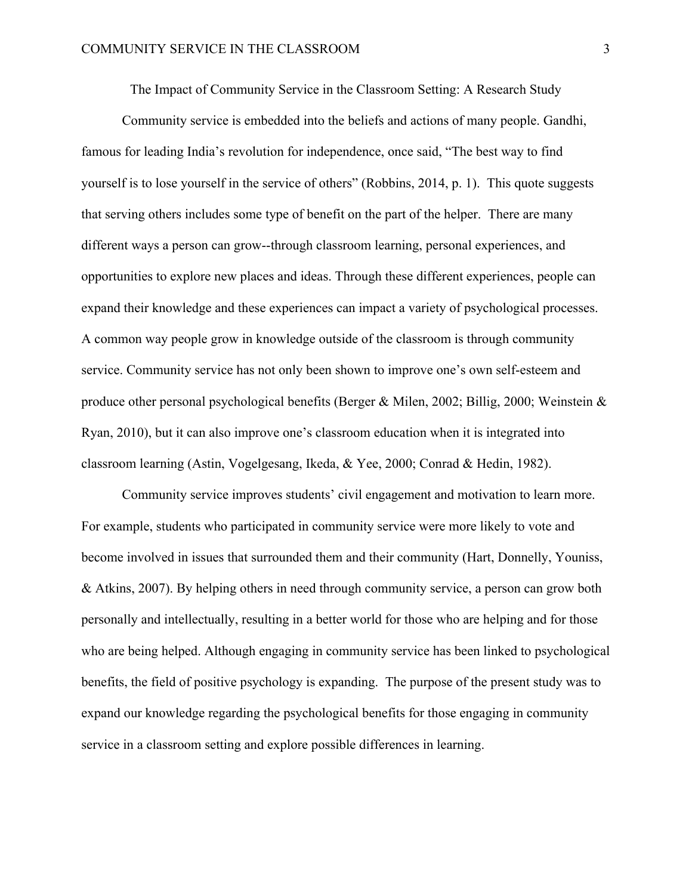# The Impact of Community Service in the Classroom Setting: A Research Study

Community service is embedded into the beliefs and actions of many people. Gandhi, famous for leading India's revolution for independence, once said, "The best way to find yourself is to lose yourself in the service of others" (Robbins, 2014, p. 1). This quote suggests that serving others includes some type of benefit on the part of the helper. There are many different ways a person can grow--through classroom learning, personal experiences, and opportunities to explore new places and ideas. Through these different experiences, people can expand their knowledge and these experiences can impact a variety of psychological processes. A common way people grow in knowledge outside of the classroom is through community service. Community service has not only been shown to improve one's own self-esteem and produce other personal psychological benefits (Berger & Milen, 2002; Billig, 2000; Weinstein & Ryan, 2010), but it can also improve one's classroom education when it is integrated into classroom learning (Astin, Vogelgesang, Ikeda, & Yee, 2000; Conrad & Hedin, 1982).

Community service improves students' civil engagement and motivation to learn more. For example, students who participated in community service were more likely to vote and become involved in issues that surrounded them and their community (Hart, Donnelly, Youniss, & Atkins, 2007). By helping others in need through community service, a person can grow both personally and intellectually, resulting in a better world for those who are helping and for those who are being helped. Although engaging in community service has been linked to psychological benefits, the field of positive psychology is expanding. The purpose of the present study was to expand our knowledge regarding the psychological benefits for those engaging in community service in a classroom setting and explore possible differences in learning.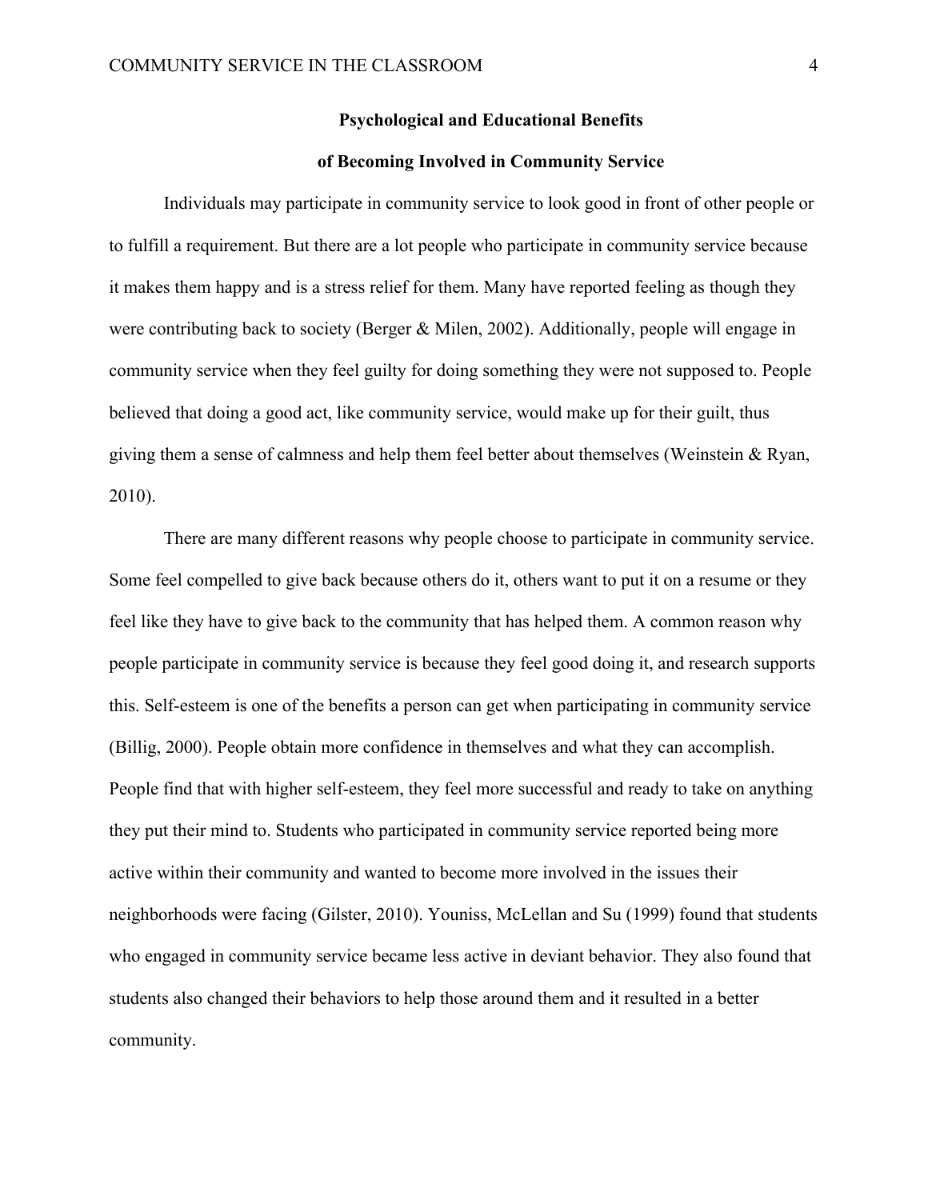## Psychological and Educational Benefits of Becoming Involved in Community Service

Individuals may participate in community service to look good in front of other people or to fulfill a requirement. But there are a lot people who participate in community service because it makes them happy and is a stress relief for them. Many have reported feeling as though they were contributing back to society (Berger & Milen, 2002). Additionally, people will engage in community service when they feel guilty for doing something they were not supposed to. People believed that doing a good act, like community service, would make up for their guilt, thus giving them a sense of calmness and help them feel better about themselves (Weinstein & Ryan, 2010).

There are many different reasons why people choose to participate in community service. Some feel compelled to give back because others do it, others want to put it on a resume or they feel like they have to give back to the community that has helped them. A common reason why people participate in community service is because they feel good doing it, and research supports this. Self-esteem is one of the benefits a person can get when participating in community service (Billig, 2000). People obtain more confidence in themselves and what they can accomplish. People find that with higher self-esteem, they feel more successful and ready to take on anything they put their mind to. Students who participated in community service reported being more active within their community and wanted to become more involved in the issues their neighborhoods were facing (Gilster, 2010). Youniss, McLellan and Su (1999) found that students who engaged in community service became less active in deviant behavior. They also found that students also changed their behaviors to help those around them and it resulted in a better community.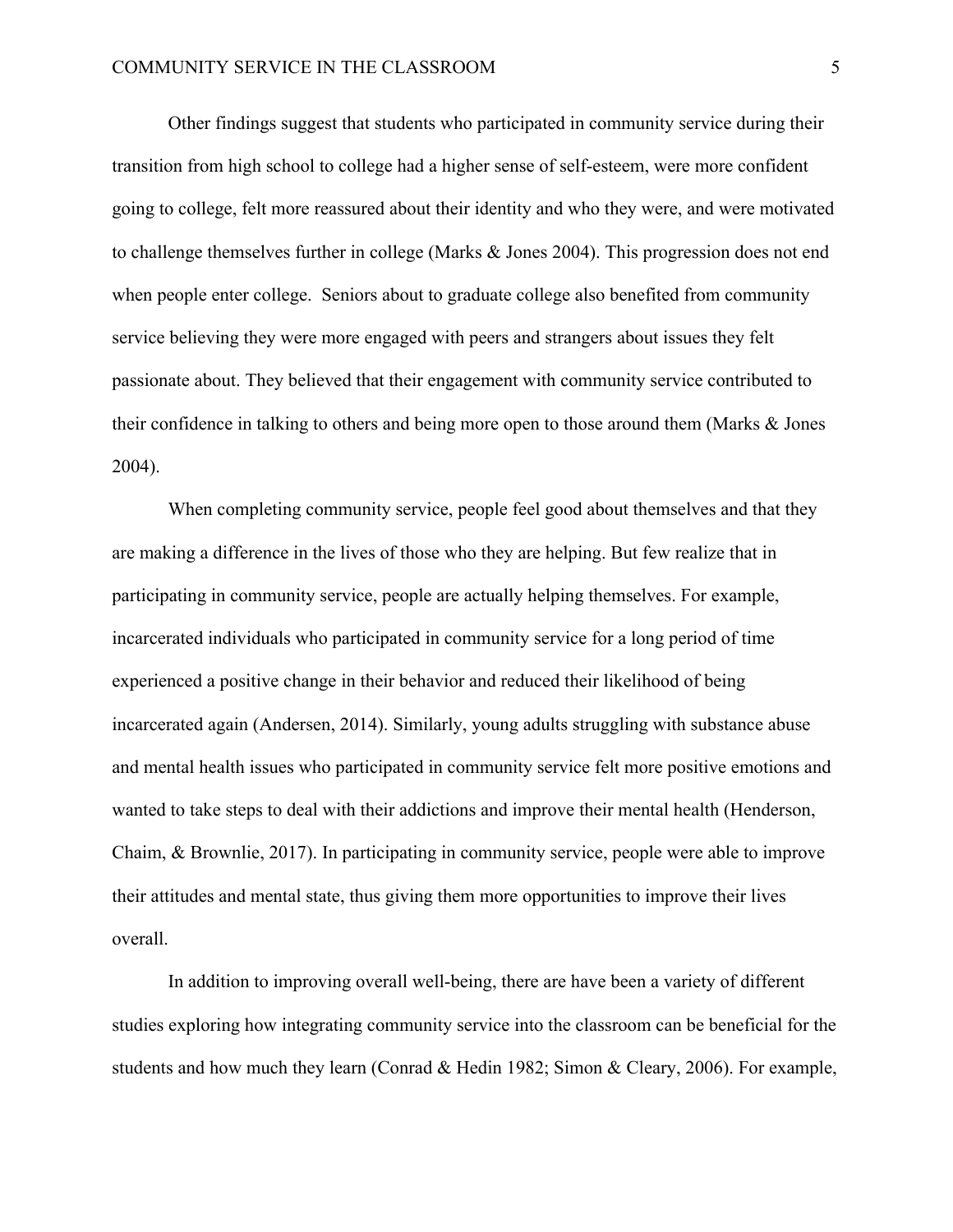Other findings suggest that students who participated in community service during their transition from high school to college had a higher sense of self-esteem, were more confident going to college, felt more reassured about their identity and who they were, and were motivated to challenge themselves further in college (Marks & Jones 2004). This progression does not end when people enter college.  Seniors about to graduate college also benefited from community service believing they were more engaged with peers and strangers about issues they felt passionate about. They believed that their engagement with community service contributed to their confidence in talking to others and being more open to those around them (Marks & Jones 2004).

When completing community service, people feel good about themselves and that they are making a difference in the lives of those who they are helping. But few realize that in participating in community service, people are actually helping themselves. For example, incarcerated individuals who participated in community service for a long period of time experienced a positive change in their behavior and reduced their likelihood of being incarcerated again (Andersen, 2014). Similarly, young adults struggling with substance abuse and mental health issues who participated in community service felt more positive emotions and wanted to take steps to deal with their addictions and improve their mental health (Henderson, Chaim, & Brownlie, 2017). In participating in community service, people were able to improve their attitudes and mental state, thus giving them more opportunities to improve their lives overall.

In addition to improving overall well-being, there are have been a variety of different studies exploring how integrating community service into the classroom can be beneficial for the students and how much they learn (Conrad & Hedin 1982; Simon & Cleary, 2006). For example,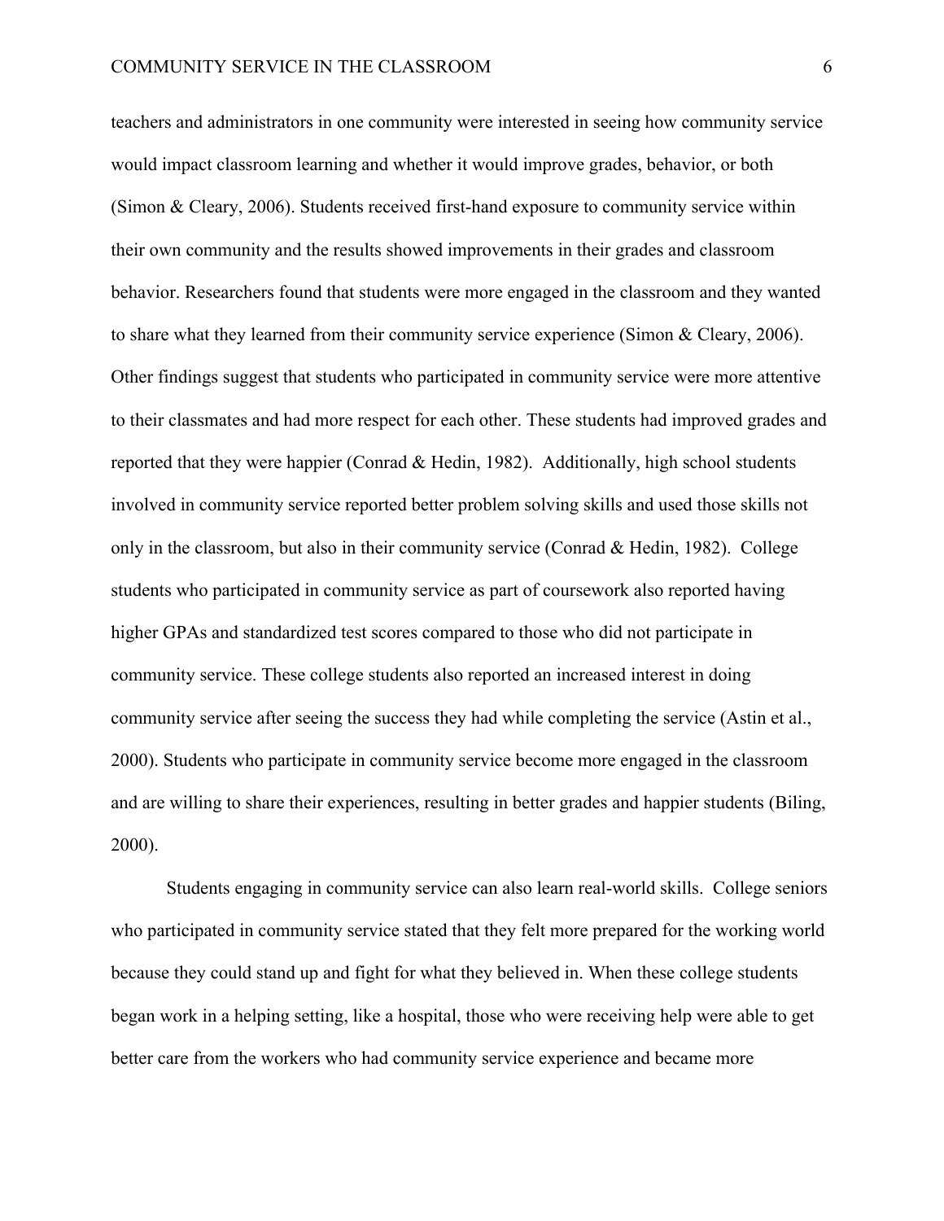teachers and administrators in one community were interested in seeing how community service would impact classroom learning and whether it would improve grades, behavior, or both (Simon & Cleary, 2006). Students received first-hand exposure to community service within their own community and the results showed improvements in their grades and classroom behavior. Researchers found that students were more engaged in the classroom and they wanted to share what they learned from their community service experience (Simon & Cleary, 2006). Other findings suggest that students who participated in community service were more attentive to their classmates and had more respect for each other. These students had improved grades and reported that they were happier (Conrad & Hedin, 1982). Additionally, high school students involved in community service reported better problem solving skills and used those skills not only in the classroom, but also in their community service (Conrad & Hedin, 1982). College students who participated in community service as part of coursework also reported having higher GPAs and standardized test scores compared to those who did not participate in community service. These college students also reported an increased interest in doing community service after seeing the success they had while completing the service (Astin et al., 2000). Students who participate in community service become more engaged in the classroom and are willing to share their experiences, resulting in better grades and happier students (Biling, 2000).

Students engaging in community service can also learn real-world skills. College seniors who participated in community service stated that they felt more prepared for the working world because they could stand up and fight for what they believed in. When these college students began work in a helping setting, like a hospital, those who were receiving help were able to get better care from the workers who had community service experience and became more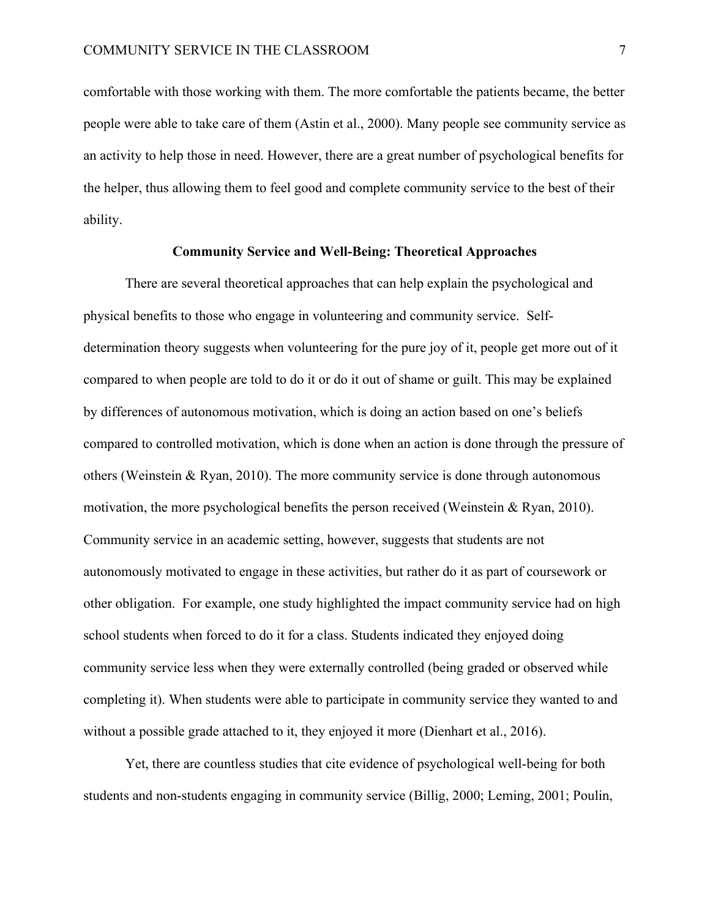comfortable with those working with them. The more comfortable the patients became, the better people were able to take care of them (Astin et al., 2000). Many people see community service as an activity to help those in need. However, there are a great number of psychological benefits for the helper, thus allowing them to feel good and complete community service to the best of their ability.

## Community Service and Well-Being: Theoretical Approaches

There are several theoretical approaches that can help explain the psychological and physical benefits to those who engage in volunteering and community service. Self-determination theory suggests when volunteering for the pure joy of it, people get more out of it compared to when people are told to do it or do it out of shame or guilt. This may be explained by differences of autonomous motivation, which is doing an action based on one's beliefs compared to controlled motivation, which is done when an action is done through the pressure of others (Weinstein & Ryan, 2010). The more community service is done through autonomous motivation, the more psychological benefits the person received (Weinstein & Ryan, 2010). Community service in an academic setting, however, suggests that students are not autonomously motivated to engage in these activities, but rather do it as part of coursework or other obligation. For example, one study highlighted the impact community service had on high school students when forced to do it for a class. Students indicated they enjoyed doing community service less when they were externally controlled (being graded or observed while completing it). When students were able to participate in community service they wanted to and without a possible grade attached to it, they enjoyed it more (Dienhart et al., 2016).

Yet, there are countless studies that cite evidence of psychological well-being for both students and non-students engaging in community service (Billig, 2000; Leming, 2001; Poulin,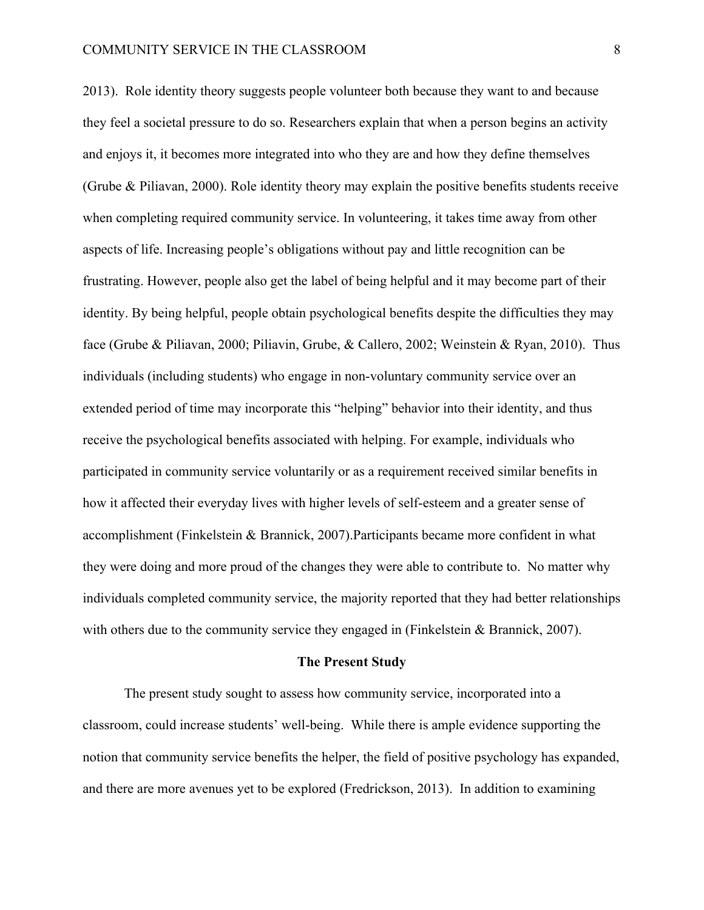2013). Role identity theory suggests people volunteer both because they want to and because they feel a societal pressure to do so. Researchers explain that when a person begins an activity and enjoys it, it becomes more integrated into who they are and how they define themselves (Grube & Piliavan, 2000). Role identity theory may explain the positive benefits students receive when completing required community service. In volunteering, it takes time away from other aspects of life. Increasing people's obligations without pay and little recognition can be frustrating. However, people also get the label of being helpful and it may become part of their identity. By being helpful, people obtain psychological benefits despite the difficulties they may face (Grube & Piliavan, 2000; Piliavin, Grube, & Callero, 2002; Weinstein & Ryan, 2010). Thus individuals (including students) who engage in non-voluntary community service over an extended period of time may incorporate this "helping" behavior into their identity, and thus receive the psychological benefits associated with helping. For example, individuals who participated in community service voluntarily or as a requirement received similar benefits in how it affected their everyday lives with higher levels of self-esteem and a greater sense of accomplishment (Finkelstein & Brannick, 2007).Participants became more confident in what they were doing and more proud of the changes they were able to contribute to. No matter why individuals completed community service, the majority reported that they had better relationships with others due to the community service they engaged in (Finkelstein & Brannick, 2007).

## The Present Study

The present study sought to assess how community service, incorporated into a classroom, could increase students' well-being. While there is ample evidence supporting the notion that community service benefits the helper, the field of positive psychology has expanded, and there are more avenues yet to be explored (Fredrickson, 2013). In addition to examining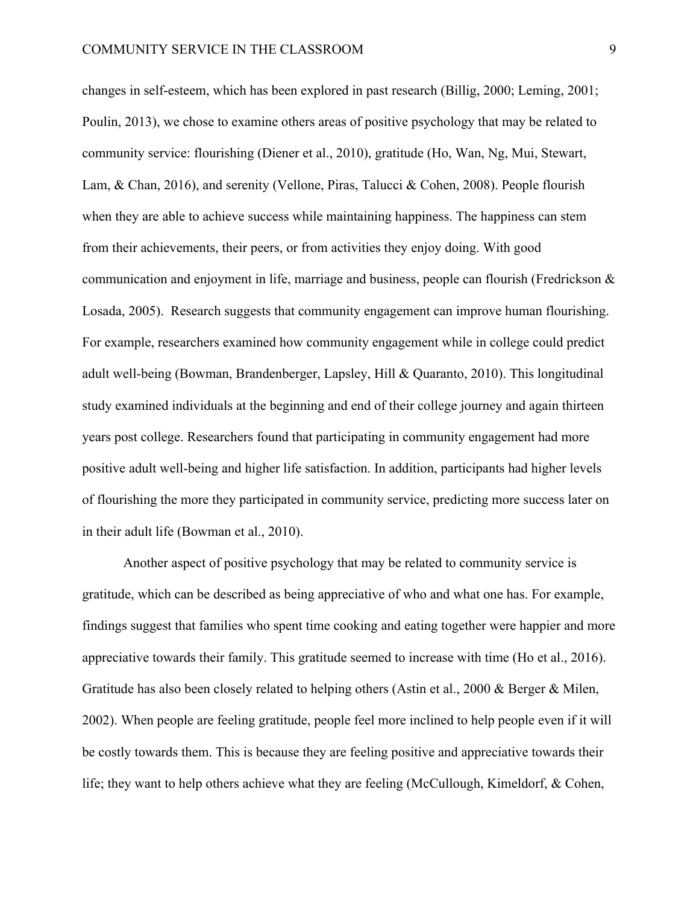changes in self-esteem, which has been explored in past research (Billig, 2000; Leming, 2001; Poulin, 2013), we chose to examine others areas of positive psychology that may be related to community service: flourishing (Diener et al., 2010), gratitude (Ho, Wan, Ng, Mui, Stewart, Lam, & Chan, 2016), and serenity (Vellone, Piras, Talucci & Cohen, 2008). People flourish when they are able to achieve success while maintaining happiness. The happiness can stem from their achievements, their peers, or from activities they enjoy doing. With good communication and enjoyment in life, marriage and business, people can flourish (Fredrickson & Losada, 2005).  Research suggests that community engagement can improve human flourishing. For example, researchers examined how community engagement while in college could predict adult well-being (Bowman, Brandenberger, Lapsley, Hill & Quaranto, 2010). This longitudinal study examined individuals at the beginning and end of their college journey and again thirteen years post college. Researchers found that participating in community engagement had more positive adult well-being and higher life satisfaction. In addition, participants had higher levels of flourishing the more they participated in community service, predicting more success later on in their adult life (Bowman et al., 2010).

Another aspect of positive psychology that may be related to community service is gratitude, which can be described as being appreciative of who and what one has. For example, findings suggest that families who spent time cooking and eating together were happier and more appreciative towards their family. This gratitude seemed to increase with time (Ho et al., 2016). Gratitude has also been closely related to helping others (Astin et al., 2000 & Berger & Milen, 2002). When people are feeling gratitude, people feel more inclined to help people even if it will be costly towards them. This is because they are feeling positive and appreciative towards their life; they want to help others achieve what they are feeling (McCullough, Kimeldorf, & Cohen,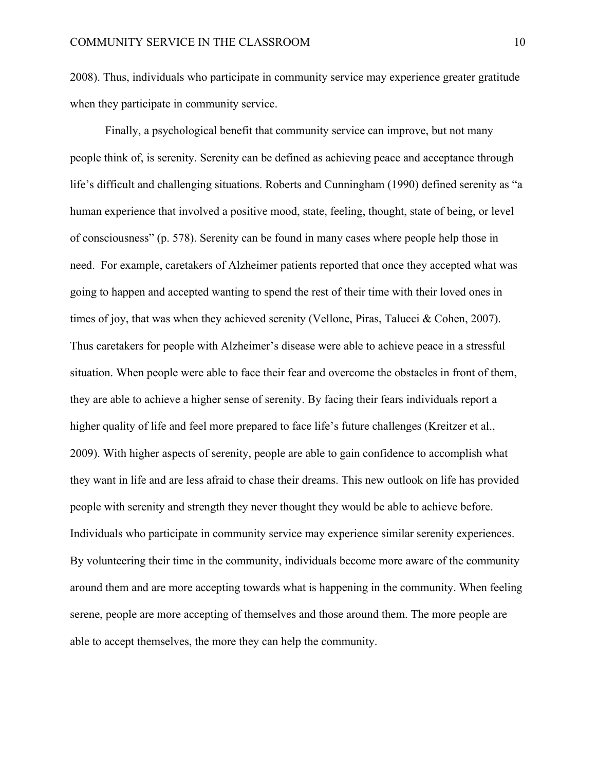2008). Thus, individuals who participate in community service may experience greater gratitude when they participate in community service.

Finally, a psychological benefit that community service can improve, but not many people think of, is serenity. Serenity can be defined as achieving peace and acceptance through life's difficult and challenging situations. Roberts and Cunningham (1990) defined serenity as "a human experience that involved a positive mood, state, feeling, thought, state of being, or level of consciousness" (p. 578). Serenity can be found in many cases where people help those in need. For example, caretakers of Alzheimer patients reported that once they accepted what was going to happen and accepted wanting to spend the rest of their time with their loved ones in times of joy, that was when they achieved serenity (Vellone, Piras, Talucci & Cohen, 2007). Thus caretakers for people with Alzheimer's disease were able to achieve peace in a stressful situation. When people were able to face their fear and overcome the obstacles in front of them, they are able to achieve a higher sense of serenity. By facing their fears individuals report a higher quality of life and feel more prepared to face life's future challenges (Kreitzer et al., 2009). With higher aspects of serenity, people are able to gain confidence to accomplish what they want in life and are less afraid to chase their dreams. This new outlook on life has provided people with serenity and strength they never thought they would be able to achieve before. Individuals who participate in community service may experience similar serenity experiences. By volunteering their time in the community, individuals become more aware of the community around them and are more accepting towards what is happening in the community. When feeling serene, people are more accepting of themselves and those around them. The more people are able to accept themselves, the more they can help the community.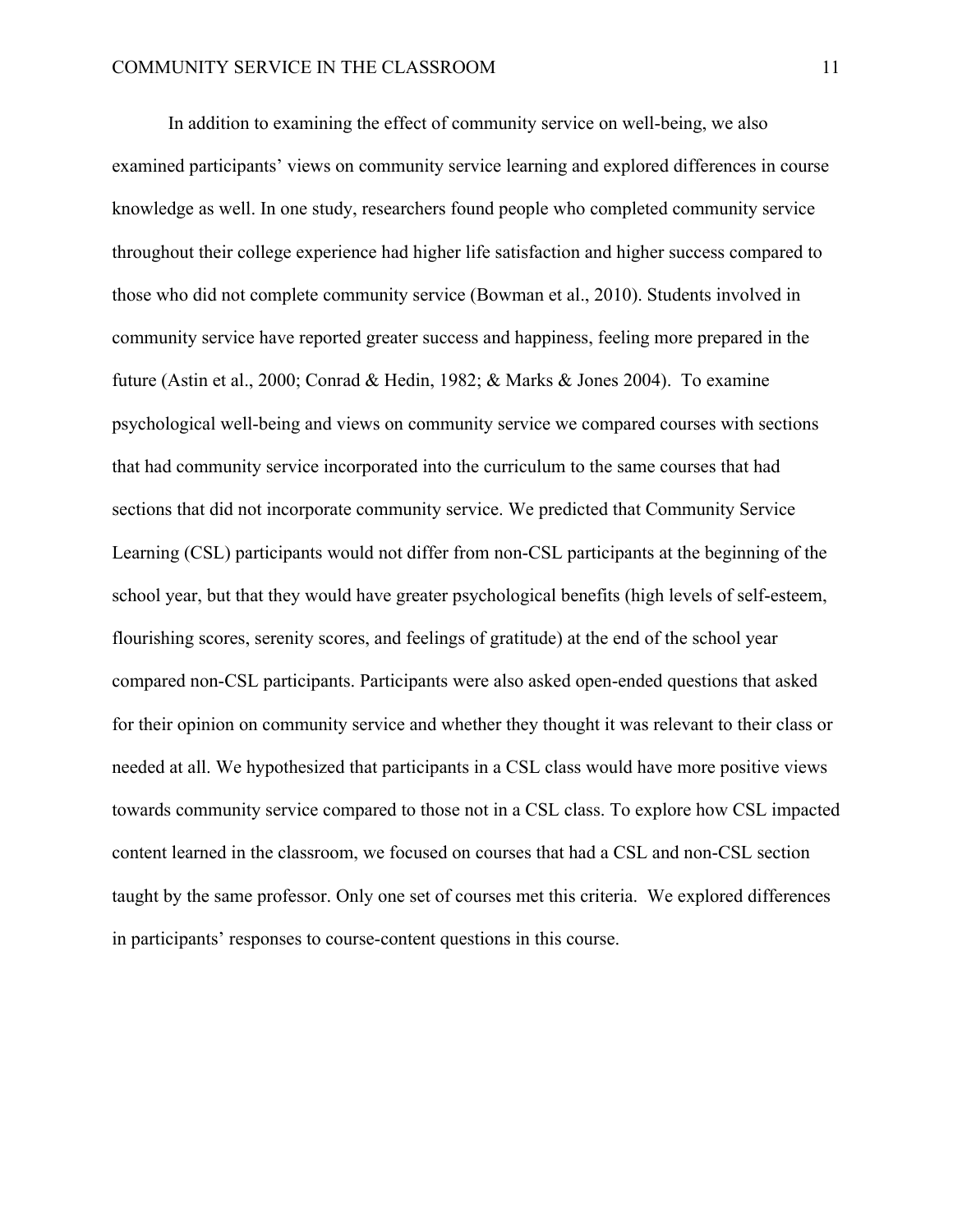In addition to examining the effect of community service on well-being, we also examined participants' views on community service learning and explored differences in course knowledge as well. In one study, researchers found people who completed community service throughout their college experience had higher life satisfaction and higher success compared to those who did not complete community service (Bowman et al., 2010). Students involved in community service have reported greater success and happiness, feeling more prepared in the future (Astin et al., 2000; Conrad & Hedin, 1982; & Marks & Jones 2004). To examine psychological well-being and views on community service we compared courses with sections that had community service incorporated into the curriculum to the same courses that had sections that did not incorporate community service. We predicted that Community Service Learning (CSL) participants would not differ from non-CSL participants at the beginning of the school year, but that they would have greater psychological benefits (high levels of self-esteem, flourishing scores, serenity scores, and feelings of gratitude) at the end of the school year compared non-CSL participants. Participants were also asked open-ended questions that asked for their opinion on community service and whether they thought it was relevant to their class or needed at all. We hypothesized that participants in a CSL class would have more positive views towards community service compared to those not in a CSL class. To explore how CSL impacted content learned in the classroom, we focused on courses that had a CSL and non-CSL section taught by the same professor. Only one set of courses met this criteria. We explored differences in participants' responses to course-content questions in this course.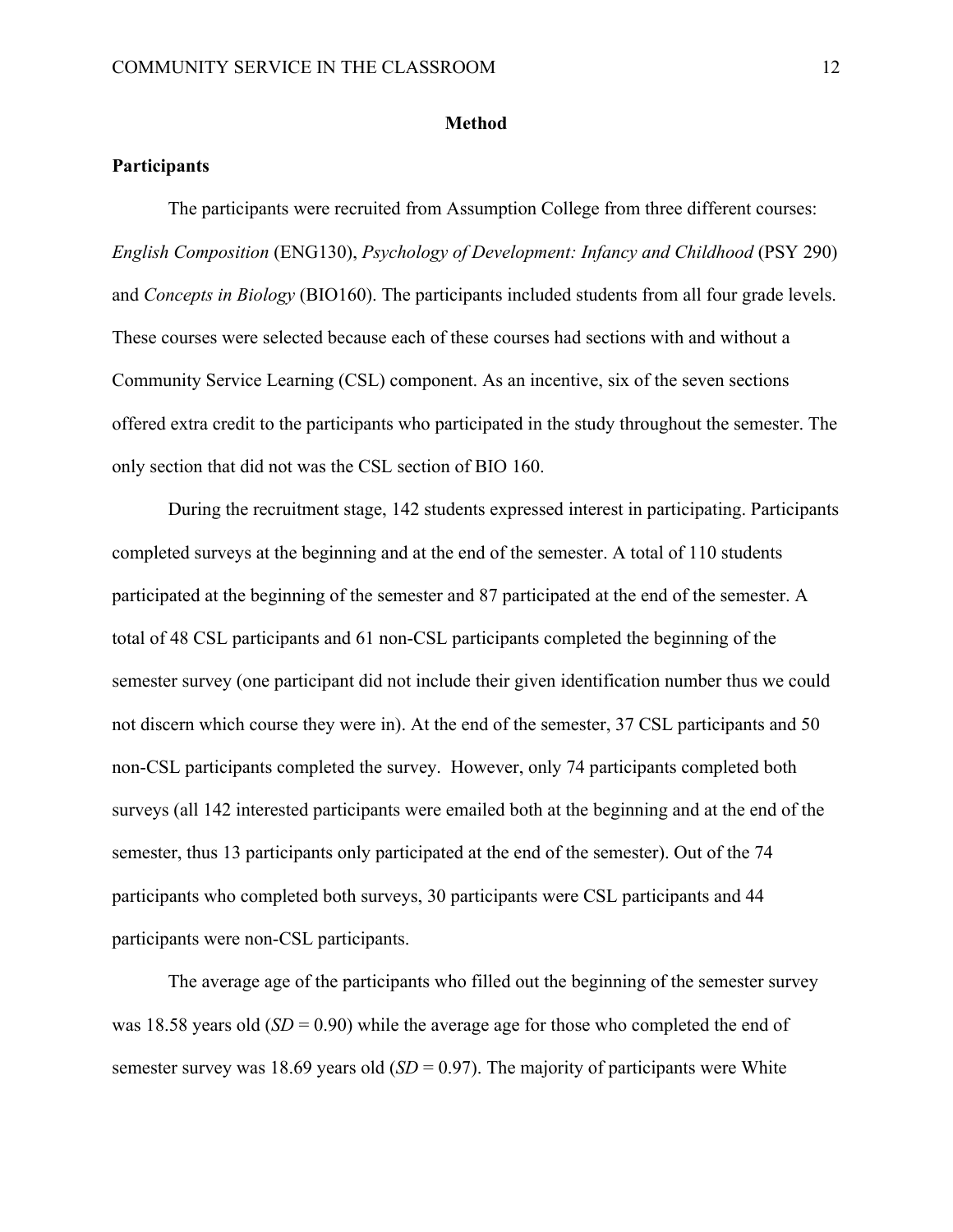# Method

## Participants

The participants were recruited from Assumption College from three different courses: *English Composition* (ENG130), *Psychology of Development: Infancy and Childhood* (PSY 290) and *Concepts in Biology* (BIO160). The participants included students from all four grade levels. These courses were selected because each of these courses had sections with and without a Community Service Learning (CSL) component. As an incentive, six of the seven sections offered extra credit to the participants who participated in the study throughout the semester. The only section that did not was the CSL section of BIO 160.

During the recruitment stage, 142 students expressed interest in participating. Participants completed surveys at the beginning and at the end of the semester. A total of 110 students participated at the beginning of the semester and 87 participated at the end of the semester. A total of 48 CSL participants and 61 non-CSL participants completed the beginning of the semester survey (one participant did not include their given identification number thus we could not discern which course they were in). At the end of the semester, 37 CSL participants and 50 non-CSL participants completed the survey. However, only 74 participants completed both surveys (all 142 interested participants were emailed both at the beginning and at the end of the semester, thus 13 participants only participated at the end of the semester). Out of the 74 participants who completed both surveys, 30 participants were CSL participants and 44 participants were non-CSL participants.

The average age of the participants who filled out the beginning of the semester survey was 18.58 years old ($SD$ = 0.90) while the average age for those who completed the end of semester survey was 18.69 years old ($SD$ = 0.97). The majority of participants were White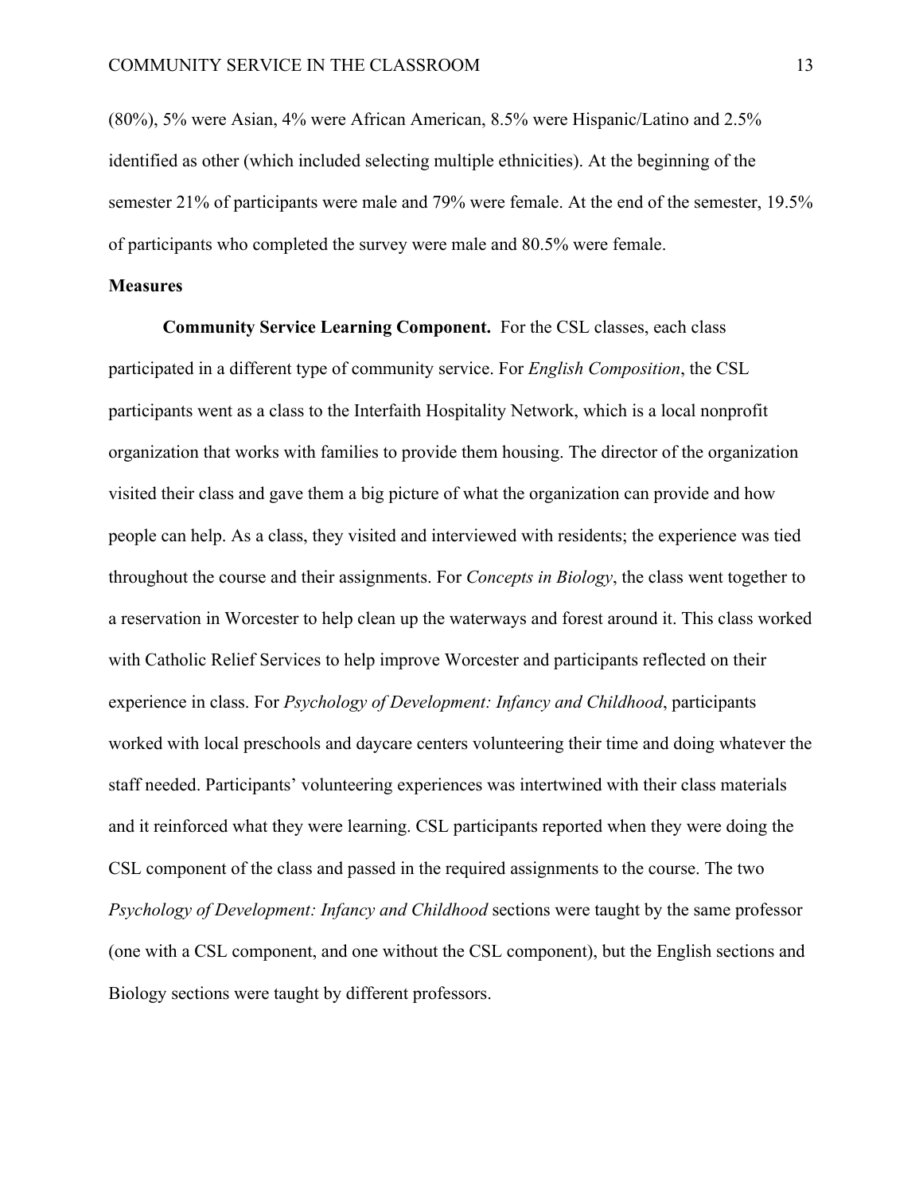(80%), 5% were Asian, 4% were African American, 8.5% were Hispanic/Latino and 2.5% identified as other (which included selecting multiple ethnicities). At the beginning of the semester 21% of participants were male and 79% were female. At the end of the semester, 19.5% of participants who completed the survey were male and 80.5% were female.

**Measures**

**Community Service Learning Component.** For the CSL classes, each class participated in a different type of community service. For *English Composition*, the CSL participants went as a class to the Interfaith Hospitality Network, which is a local nonprofit organization that works with families to provide them housing. The director of the organization visited their class and gave them a big picture of what the organization can provide and how people can help. As a class, they visited and interviewed with residents; the experience was tied throughout the course and their assignments. For *Concepts in Biology*, the class went together to a reservation in Worcester to help clean up the waterways and forest around it. This class worked with Catholic Relief Services to help improve Worcester and participants reflected on their experience in class. For *Psychology of Development: Infancy and Childhood*, participants worked with local preschools and daycare centers volunteering their time and doing whatever the staff needed. Participants' volunteering experiences was intertwined with their class materials and it reinforced what they were learning. CSL participants reported when they were doing the CSL component of the class and passed in the required assignments to the course. The two *Psychology of Development: Infancy and Childhood* sections were taught by the same professor (one with a CSL component, and one without the CSL component), but the English sections and Biology sections were taught by different professors.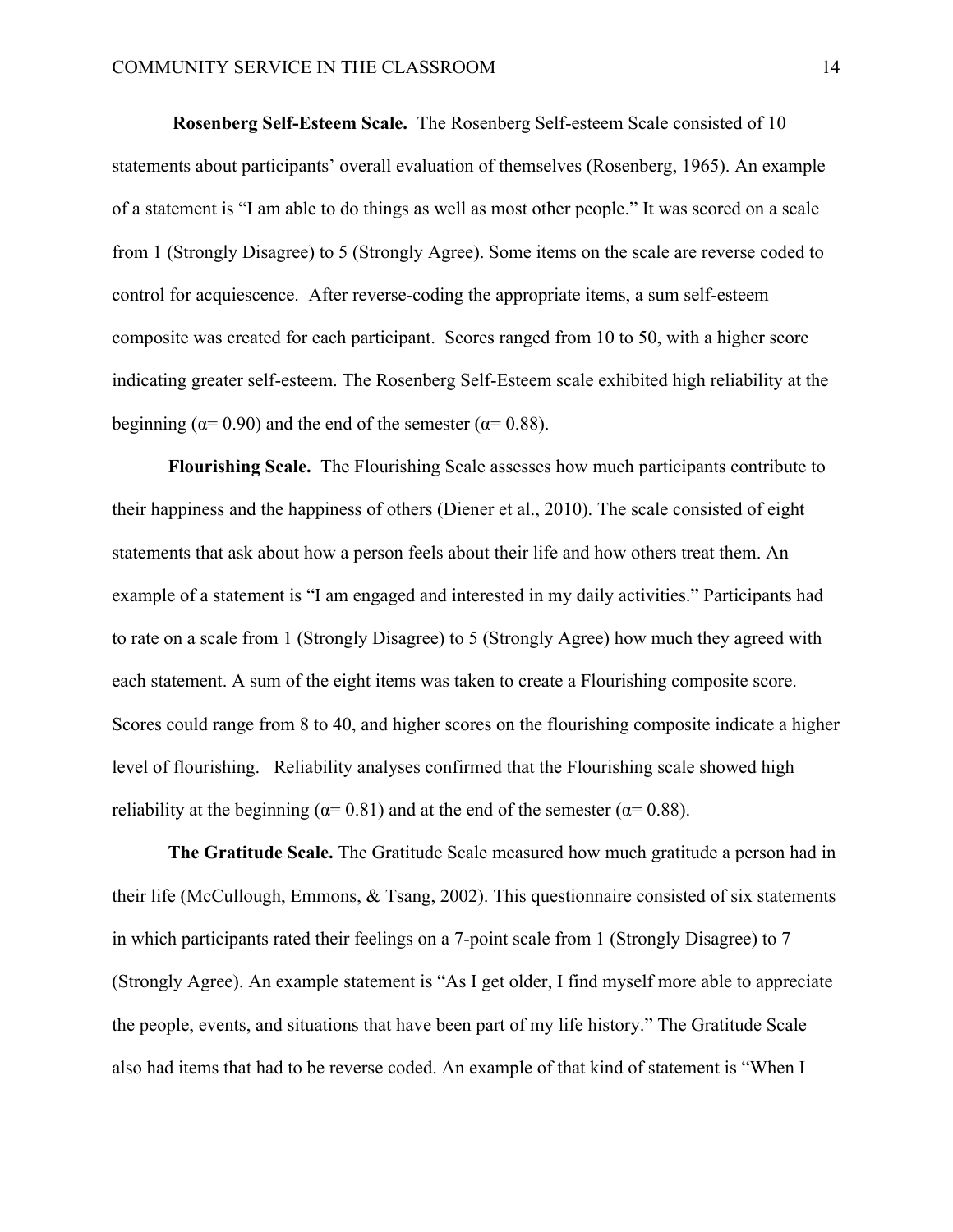**Rosenberg Self-Esteem Scale.** The Rosenberg Self-esteem Scale consisted of 10 statements about participants' overall evaluation of themselves (Rosenberg, 1965). An example of a statement is "I am able to do things as well as most other people." It was scored on a scale from 1 (Strongly Disagree) to 5 (Strongly Agree). Some items on the scale are reverse coded to control for acquiescence. After reverse-coding the appropriate items, a sum self-esteem composite was created for each participant. Scores ranged from 10 to 50, with a higher score indicating greater self-esteem. The Rosenberg Self-Esteem scale exhibited high reliability at the beginning ($\alpha = 0.90$) and the end of the semester ($\alpha = 0.88$).

**Flourishing Scale.** The Flourishing Scale assesses how much participants contribute to their happiness and the happiness of others (Diener et al., 2010). The scale consisted of eight statements that ask about how a person feels about their life and how others treat them. An example of a statement is "I am engaged and interested in my daily activities." Participants had to rate on a scale from 1 (Strongly Disagree) to 5 (Strongly Agree) how much they agreed with each statement. A sum of the eight items was taken to create a Flourishing composite score. Scores could range from 8 to 40, and higher scores on the flourishing composite indicate a higher level of flourishing. Reliability analyses confirmed that the Flourishing scale showed high reliability at the beginning ($\alpha = 0.81$) and at the end of the semester ($\alpha = 0.88$).

**The Gratitude Scale.** The Gratitude Scale measured how much gratitude a person had in their life (McCullough, Emmons, & Tsang, 2002). This questionnaire consisted of six statements in which participants rated their feelings on a 7-point scale from 1 (Strongly Disagree) to 7 (Strongly Agree). An example statement is "As I get older, I find myself more able to appreciate the people, events, and situations that have been part of my life history." The Gratitude Scale also had items that had to be reverse coded. An example of that kind of statement is "When I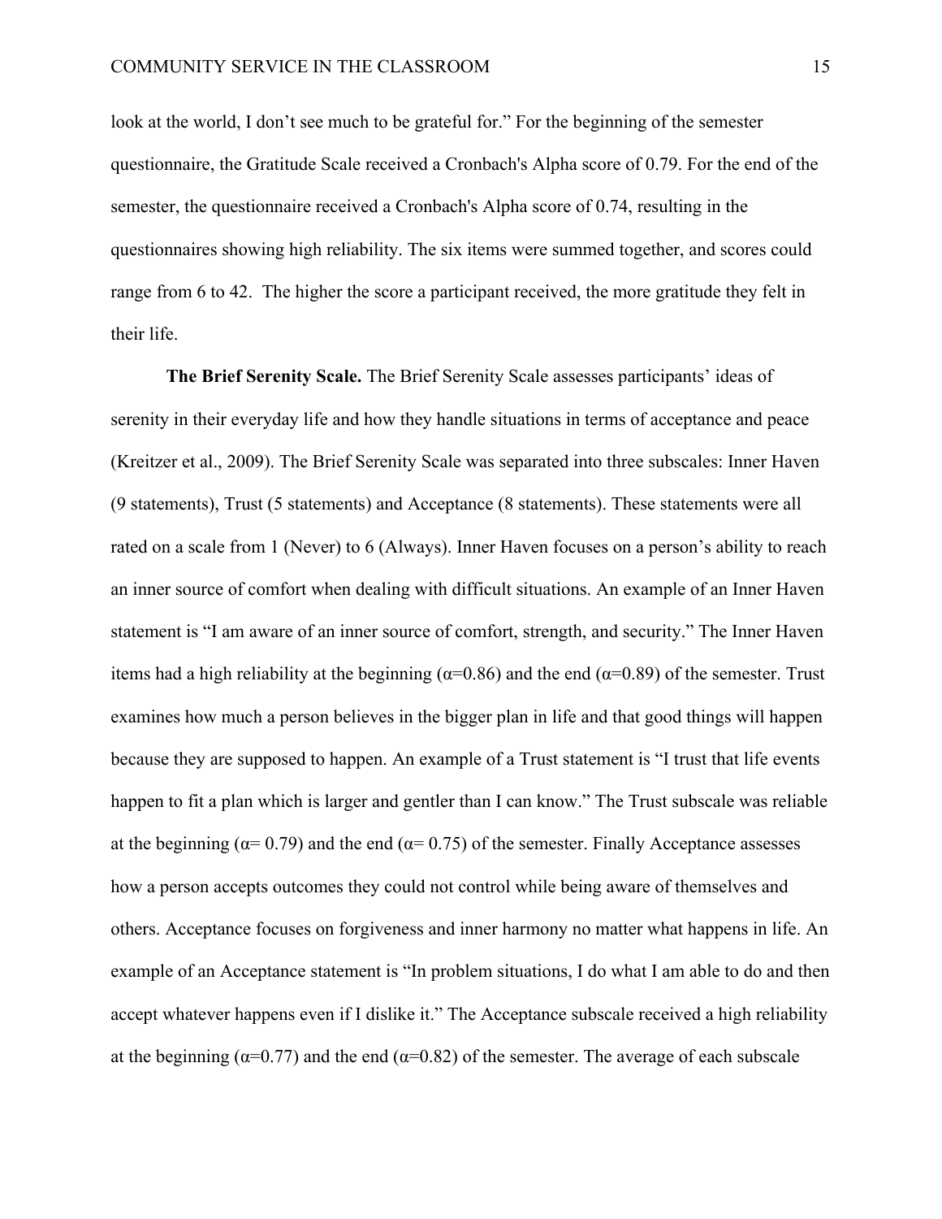look at the world, I don’t see much to be grateful for.” For the beginning of the semester questionnaire, the Gratitude Scale received a Cronbach's Alpha score of 0.79. For the end of the semester, the questionnaire received a Cronbach's Alpha score of 0.74, resulting in the questionnaires showing high reliability. The six items were summed together, and scores could range from 6 to 42.  The higher the score a participant received, the more gratitude they felt in their life.

**The Brief Serenity Scale.** The Brief Serenity Scale assesses participants’ ideas of serenity in their everyday life and how they handle situations in terms of acceptance and peace (Kreitzer et al., 2009). The Brief Serenity Scale was separated into three subscales: Inner Haven (9 statements), Trust (5 statements) and Acceptance (8 statements). These statements were all rated on a scale from 1 (Never) to 6 (Always). Inner Haven focuses on a person’s ability to reach an inner source of comfort when dealing with difficult situations. An example of an Inner Haven statement is “I am aware of an inner source of comfort, strength, and security.” The Inner Haven items had a high reliability at the beginning ($\alpha$=0.86) and the end ($\alpha$=0.89) of the semester. Trust examines how much a person believes in the bigger plan in life and that good things will happen because they are supposed to happen. An example of a Trust statement is “I trust that life events happen to fit a plan which is larger and gentler than I can know.” The Trust subscale was reliable at the beginning ($\alpha$= 0.79) and the end ($\alpha$= 0.75) of the semester. Finally Acceptance assesses how a person accepts outcomes they could not control while being aware of themselves and others. Acceptance focuses on forgiveness and inner harmony no matter what happens in life. An example of an Acceptance statement is “In problem situations, I do what I am able to do and then accept whatever happens even if I dislike it.” The Acceptance subscale received a high reliability at the beginning ($\alpha$=0.77) and the end ($\alpha$=0.82) of the semester. The average of each subscale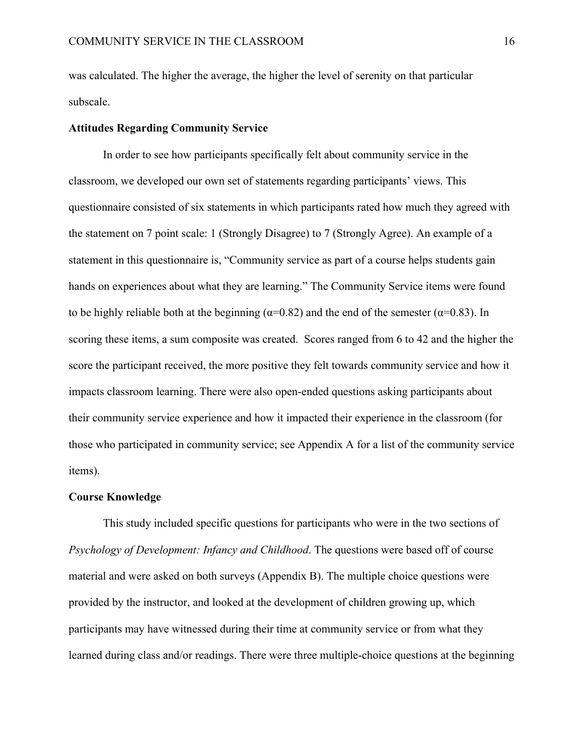was calculated. The higher the average, the higher the level of serenity on that particular subscale.

**Attitudes Regarding Community Service**

In order to see how participants specifically felt about community service in the classroom, we developed our own set of statements regarding participants' views. This questionnaire consisted of six statements in which participants rated how much they agreed with the statement on 7 point scale: 1 (Strongly Disagree) to 7 (Strongly Agree). An example of a statement in this questionnaire is, "Community service as part of a course helps students gain hands on experiences about what they are learning." The Community Service items were found to be highly reliable both at the beginning ($\alpha$=0.82) and the end of the semester ($\alpha$=0.83). In scoring these items, a sum composite was created. Scores ranged from 6 to 42 and the higher the score the participant received, the more positive they felt towards community service and how it impacts classroom learning. There were also open-ended questions asking participants about their community service experience and how it impacted their experience in the classroom (for those who participated in community service; see Appendix A for a list of the community service items).

**Course Knowledge**

This study included specific questions for participants who were in the two sections of *Psychology of Development: Infancy and Childhood*. The questions were based off of course material and were asked on both surveys (Appendix B). The multiple choice questions were provided by the instructor, and looked at the development of children growing up, which participants may have witnessed during their time at community service or from what they learned during class and/or readings. There were three multiple-choice questions at the beginning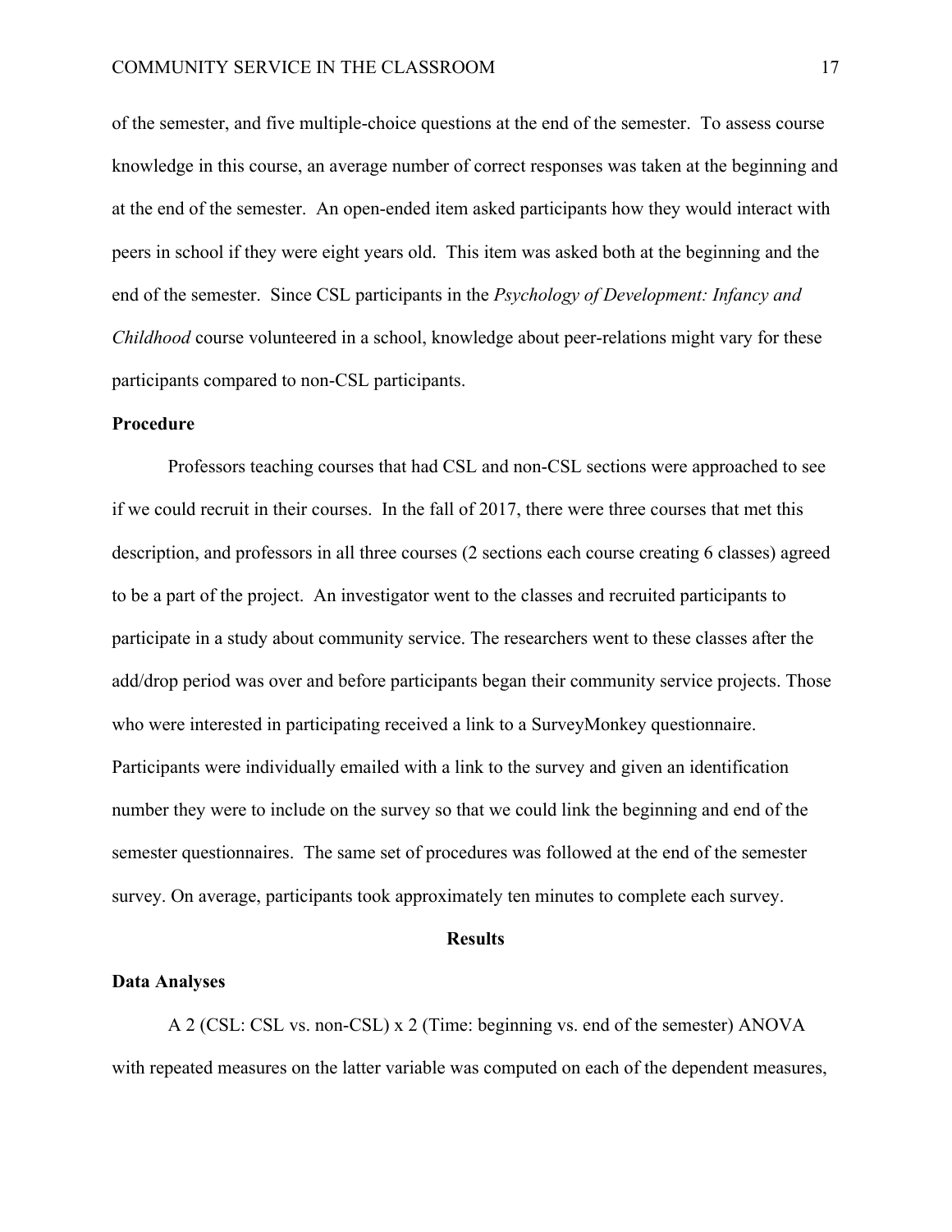of the semester, and five multiple-choice questions at the end of the semester. To assess course knowledge in this course, an average number of correct responses was taken at the beginning and at the end of the semester. An open-ended item asked participants how they would interact with peers in school if they were eight years old. This item was asked both at the beginning and the end of the semester. Since CSL participants in the *Psychology of Development: Infancy and Childhood* course volunteered in a school, knowledge about peer-relations might vary for these participants compared to non-CSL participants.

### Procedure

Professors teaching courses that had CSL and non-CSL sections were approached to see if we could recruit in their courses. In the fall of 2017, there were three courses that met this description, and professors in all three courses (2 sections each course creating 6 classes) agreed to be a part of the project. An investigator went to the classes and recruited participants to participate in a study about community service. The researchers went to these classes after the add/drop period was over and before participants began their community service projects. Those who were interested in participating received a link to a SurveyMonkey questionnaire. Participants were individually emailed with a link to the survey and given an identification number they were to include on the survey so that we could link the beginning and end of the semester questionnaires. The same set of procedures was followed at the end of the semester survey. On average, participants took approximately ten minutes to complete each survey.

## Results

### Data Analyses

A 2 (CSL: CSL vs. non-CSL) x 2 (Time: beginning vs. end of the semester) ANOVA with repeated measures on the latter variable was computed on each of the dependent measures,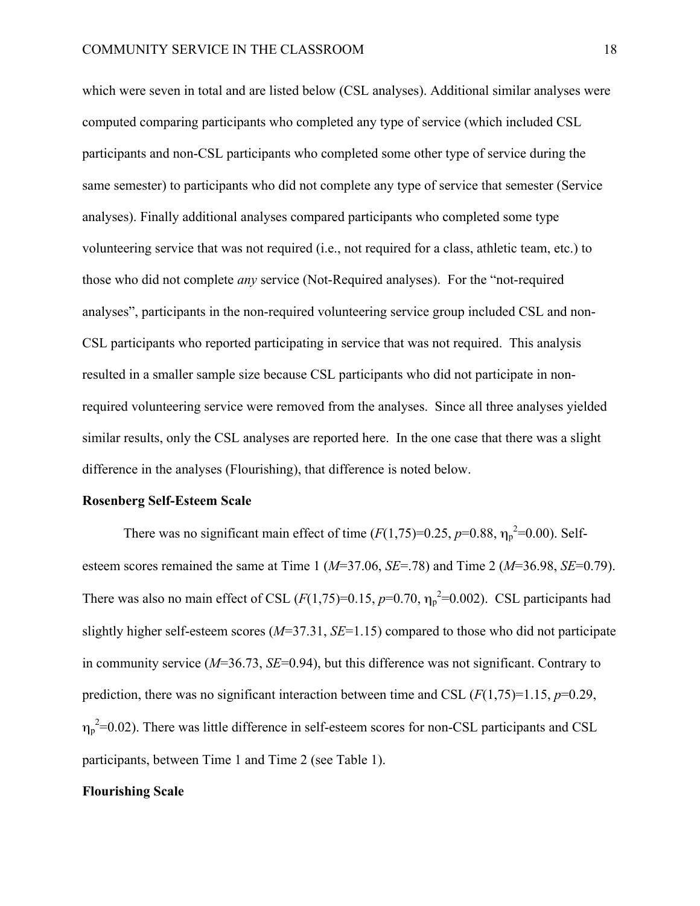which were seven in total and are listed below (CSL analyses). Additional similar analyses were computed comparing participants who completed any type of service (which included CSL participants and non-CSL participants who completed some other type of service during the same semester) to participants who did not complete any type of service that semester (Service analyses). Finally additional analyses compared participants who completed some type volunteering service that was not required (i.e., not required for a class, athletic team, etc.) to those who did not complete *any* service (Not-Required analyses). For the "not-required analyses", participants in the non-required volunteering service group included CSL and non-CSL participants who reported participating in service that was not required. This analysis resulted in a smaller sample size because CSL participants who did not participate in non-required volunteering service were removed from the analyses. Since all three analyses yielded similar results, only the CSL analyses are reported here. In the one case that there was a slight difference in the analyses (Flourishing), that difference is noted below.

**Rosenberg Self-Esteem Scale**

There was no significant main effect of time ($F(1,75)=0.25$, $p=0.88$, $\eta_p^2=0.00$). Self-esteem scores remained the same at Time 1 ($M=37.06$, $SE=.78$) and Time 2 ($M=36.98$, $SE=0.79$). There was also no main effect of CSL ($F(1,75)=0.15$, $p=0.70$, $\eta_p^2=0.002$). CSL participants had slightly higher self-esteem scores ($M=37.31$, $SE=1.15$) compared to those who did not participate in community service ($M=36.73$, $SE=0.94$), but this difference was not significant. Contrary to prediction, there was no significant interaction between time and CSL ($F(1,75)=1.15$, $p=0.29$, $\eta_p^2=0.02$). There was little difference in self-esteem scores for non-CSL participants and CSL participants, between Time 1 and Time 2 (see Table 1).

**Flourishing Scale**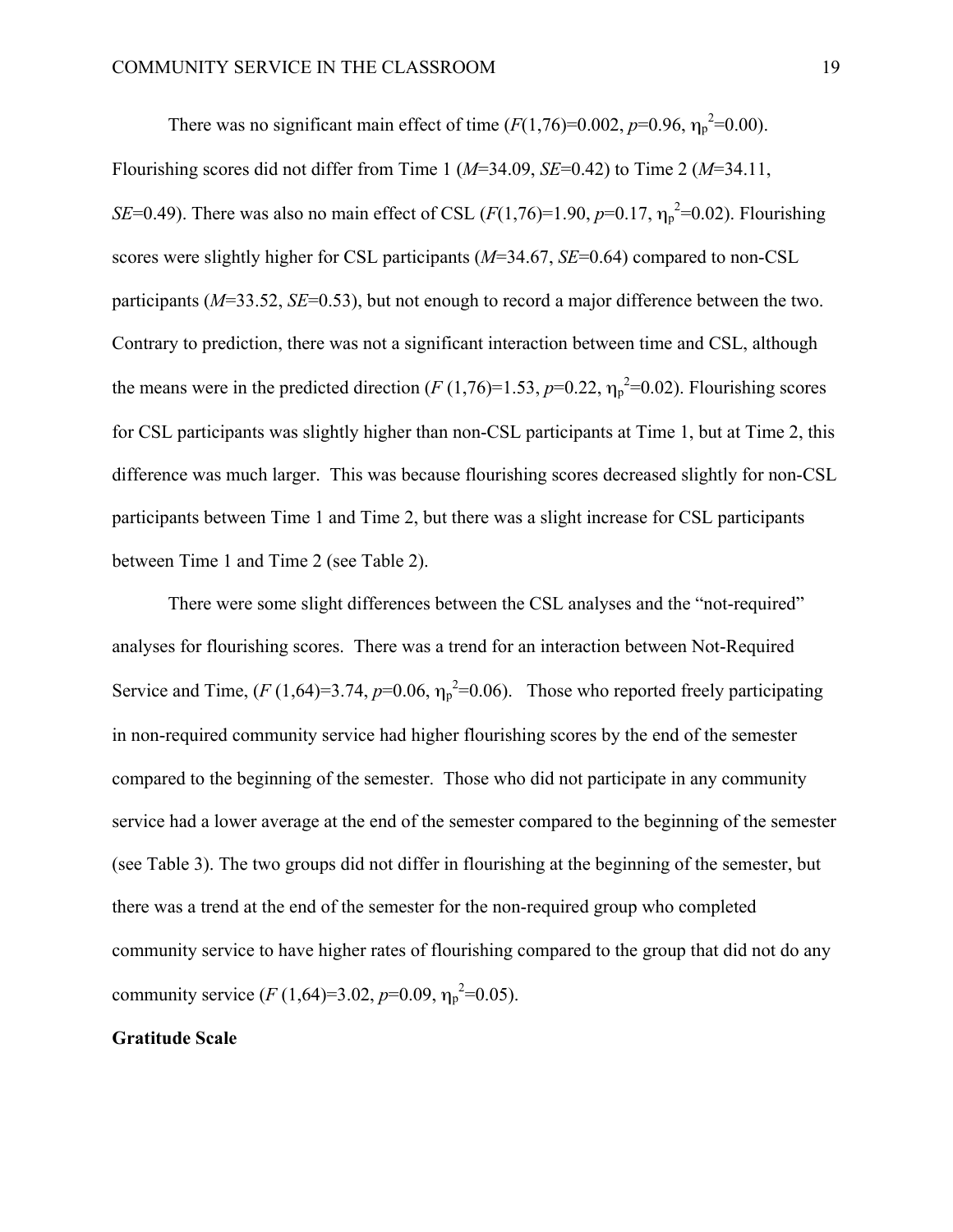There was no significant main effect of time ($F(1,76)=0.002$, $p=0.96$, $\eta_p^2=0.00$). Flourishing scores did not differ from Time 1 ($M=34.09$, $SE=0.42$) to Time 2 ($M=34.11$, $SE=0.49$). There was also no main effect of CSL ($F(1,76)=1.90$, $p=0.17$, $\eta_p^2=0.02$). Flourishing scores were slightly higher for CSL participants ($M=34.67$, $SE=0.64$) compared to non-CSL participants ($M=33.52$, $SE=0.53$), but not enough to record a major difference between the two. Contrary to prediction, there was not a significant interaction between time and CSL, although the means were in the predicted direction ($F(1,76)=1.53$, $p=0.22$, $\eta_p^2=0.02$). Flourishing scores for CSL participants was slightly higher than non-CSL participants at Time 1, but at Time 2, this difference was much larger. This was because flourishing scores decreased slightly for non-CSL participants between Time 1 and Time 2, but there was a slight increase for CSL participants between Time 1 and Time 2 (see Table 2).

There were some slight differences between the CSL analyses and the "not-required" analyses for flourishing scores. There was a trend for an interaction between Not-Required Service and Time, ($F(1,64)=3.74$, $p=0.06$, $\eta_p^2=0.06$). Those who reported freely participating in non-required community service had higher flourishing scores by the end of the semester compared to the beginning of the semester. Those who did not participate in any community service had a lower average at the end of the semester compared to the beginning of the semester (see Table 3). The two groups did not differ in flourishing at the beginning of the semester, but there was a trend at the end of the semester for the non-required group who completed community service to have higher rates of flourishing compared to the group that did not do any community service ($F(1,64)=3.02$, $p=0.09$, $\eta_p^2=0.05$).

**Gratitude Scale**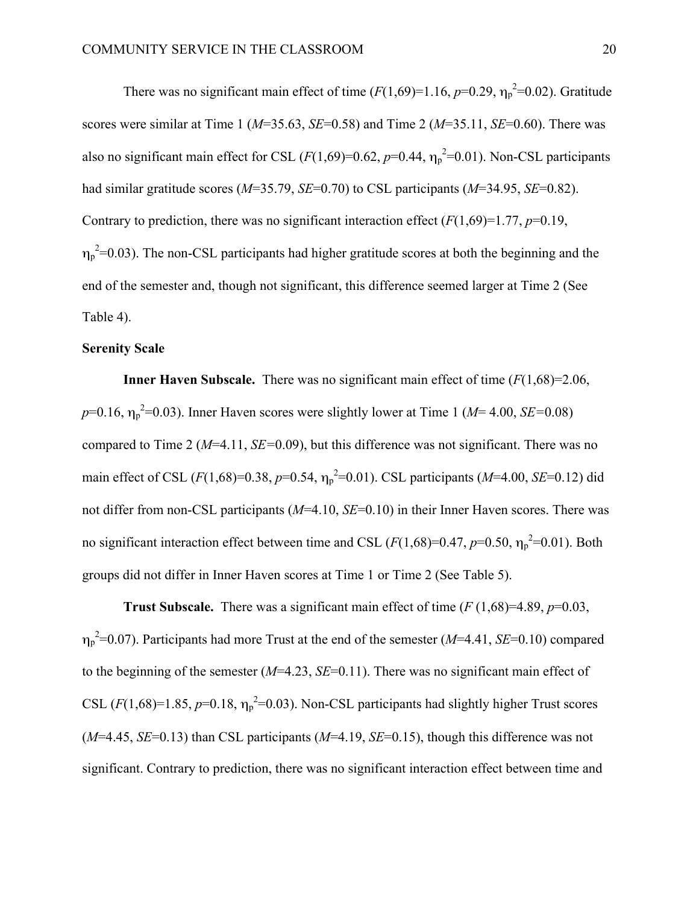There was no significant main effect of time ($F(1,69)=1.16$, $p=0.29$, $\eta_p^2=0.02$). Gratitude scores were similar at Time 1 ($M=35.63$, $SE=0.58$) and Time 2 ($M=35.11$, $SE=0.60$). There was also no significant main effect for CSL ($F(1,69)=0.62$, $p=0.44$, $\eta_p^2=0.01$). Non-CSL participants had similar gratitude scores ($M=35.79$, $SE=0.70$) to CSL participants ($M=34.95$, $SE=0.82$). Contrary to prediction, there was no significant interaction effect ($F(1,69)=1.77$, $p=0.19$, $\eta_p^2=0.03$). The non-CSL participants had higher gratitude scores at both the beginning and the end of the semester and, though not significant, this difference seemed larger at Time 2 (See Table 4).

**Serenity Scale**

**Inner Haven Subscale.** There was no significant main effect of time ($F(1,68)=2.06$, $p=0.16$, $\eta_p^2=0.03$). Inner Haven scores were slightly lower at Time 1 ($M=4.00$, $SE=0.08$) compared to Time 2 ($M=4.11$, $SE=0.09$), but this difference was not significant. There was no main effect of CSL ($F(1,68)=0.38$, $p=0.54$, $\eta_p^2=0.01$). CSL participants ($M=4.00$, $SE=0.12$) did not differ from non-CSL participants ($M=4.10$, $SE=0.10$) in their Inner Haven scores. There was no significant interaction effect between time and CSL ($F(1,68)=0.47$, $p=0.50$, $\eta_p^2=0.01$). Both groups did not differ in Inner Haven scores at Time 1 or Time 2 (See Table 5).

**Trust Subscale.** There was a significant main effect of time ($F(1,68)=4.89$, $p=0.03$, $\eta_p^2=0.07$). Participants had more Trust at the end of the semester ($M=4.41$, $SE=0.10$) compared to the beginning of the semester ($M=4.23$, $SE=0.11$). There was no significant main effect of CSL ($F(1,68)=1.85$, $p=0.18$, $\eta_p^2=0.03$). Non-CSL participants had slightly higher Trust scores ($M=4.45$, $SE=0.13$) than CSL participants ($M=4.19$, $SE=0.15$), though this difference was not significant. Contrary to prediction, there was no significant interaction effect between time and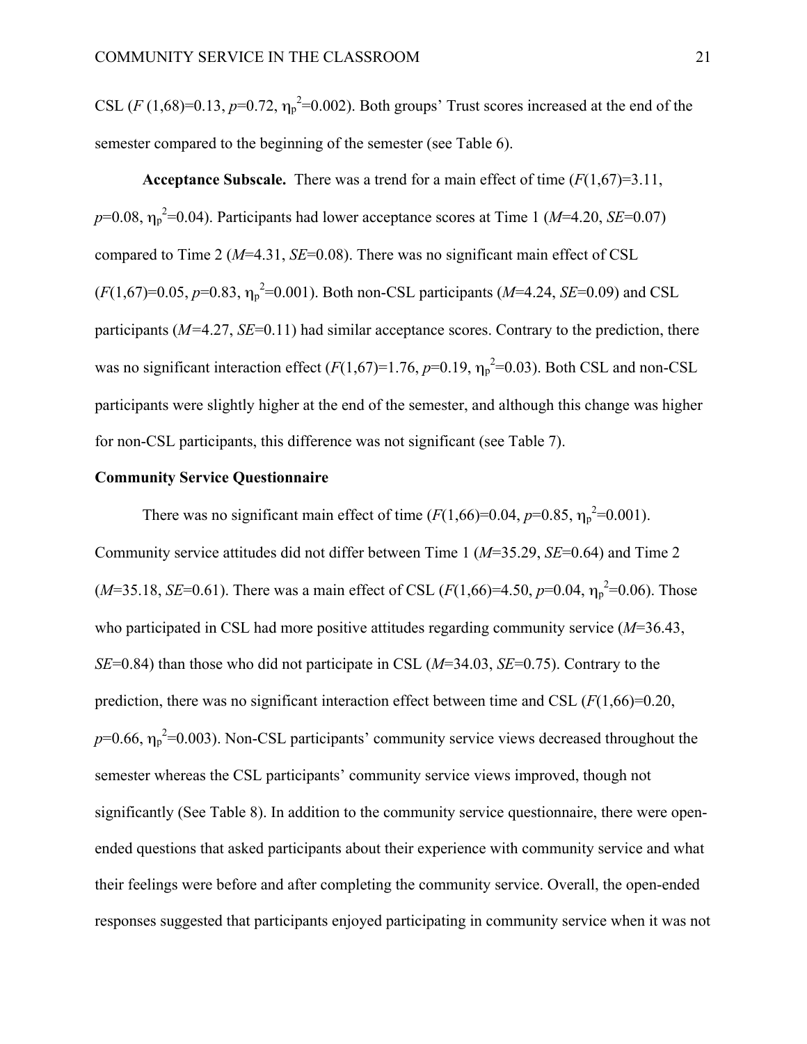CSL ($F$ (1,68)=0.13, $p$=0.72, $\eta_p^2$=0.002). Both groups' Trust scores increased at the end of the semester compared to the beginning of the semester (see Table 6).

**Acceptance Subscale.** There was a trend for a main effect of time ($F$(1,67)=3.11, $p$=0.08, $\eta_p^2$=0.04). Participants had lower acceptance scores at Time 1 ($M$=4.20, $SE$=0.07) compared to Time 2 ($M$=4.31, $SE$=0.08). There was no significant main effect of CSL ($F$(1,67)=0.05, $p$=0.83, $\eta_p^2$=0.001). Both non-CSL participants ($M$=4.24, $SE$=0.09) and CSL participants ($M$=4.27, $SE$=0.11) had similar acceptance scores. Contrary to the prediction, there was no significant interaction effect ($F$(1,67)=1.76, $p$=0.19, $\eta_p^2$=0.03). Both CSL and non-CSL participants were slightly higher at the end of the semester, and although this change was higher for non-CSL participants, this difference was not significant (see Table 7).

**Community Service Questionnaire**

There was no significant main effect of time ($F$(1,66)=0.04, $p$=0.85, $\eta_p^2$=0.001). Community service attitudes did not differ between Time 1 ($M$=35.29, $SE$=0.64) and Time 2 ($M$=35.18, $SE$=0.61). There was a main effect of CSL ($F$(1,66)=4.50, $p$=0.04, $\eta_p^2$=0.06). Those who participated in CSL had more positive attitudes regarding community service ($M$=36.43, $SE$=0.84) than those who did not participate in CSL ($M$=34.03, $SE$=0.75). Contrary to the prediction, there was no significant interaction effect between time and CSL ($F$(1,66)=0.20, $p$=0.66, $\eta_p^2$=0.003). Non-CSL participants' community service views decreased throughout the semester whereas the CSL participants' community service views improved, though not significantly (See Table 8). In addition to the community service questionnaire, there were open-ended questions that asked participants about their experience with community service and what their feelings were before and after completing the community service. Overall, the open-ended responses suggested that participants enjoyed participating in community service when it was not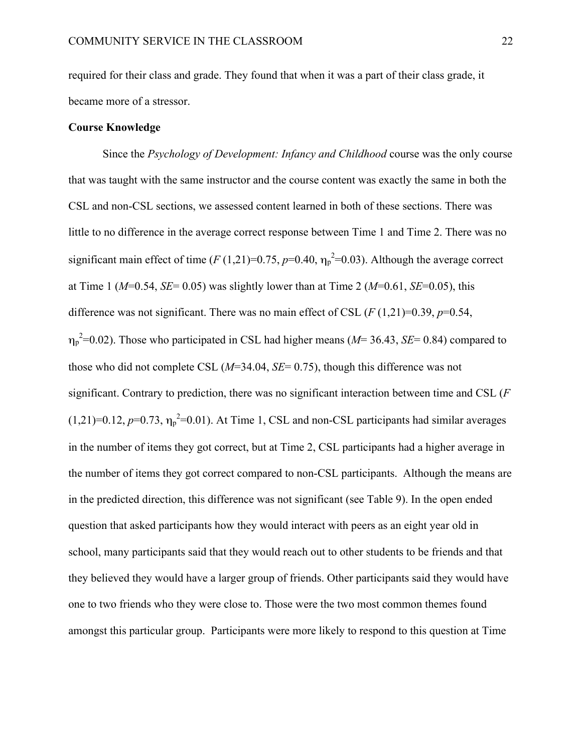required for their class and grade. They found that when it was a part of their class grade, it became more of a stressor.

**Course Knowledge**

Since the *Psychology of Development: Infancy and Childhood* course was the only course that was taught with the same instructor and the course content was exactly the same in both the CSL and non-CSL sections, we assessed content learned in both of these sections. There was little to no difference in the average correct response between Time 1 and Time 2. There was no significant main effect of time ($F$ (1,21)=0.75, $p$=0.40, $\eta_p^2$=0.03). Although the average correct at Time 1 ($M$=0.54, $SE$= 0.05) was slightly lower than at Time 2 ($M$=0.61, $SE$=0.05), this difference was not significant. There was no main effect of CSL ($F$ (1,21)=0.39, $p$=0.54, $\eta_p^2$=0.02). Those who participated in CSL had higher means ($M$= 36.43, $SE$= 0.84) compared to those who did not complete CSL ($M$=34.04, $SE$= 0.75), though this difference was not significant. Contrary to prediction, there was no significant interaction between time and CSL ($F$ (1,21)=0.12, $p$=0.73, $\eta_p^2$=0.01). At Time 1, CSL and non-CSL participants had similar averages in the number of items they got correct, but at Time 2, CSL participants had a higher average in the number of items they got correct compared to non-CSL participants. Although the means are in the predicted direction, this difference was not significant (see Table 9). In the open ended question that asked participants how they would interact with peers as an eight year old in school, many participants said that they would reach out to other students to be friends and that they believed they would have a larger group of friends. Other participants said they would have one to two friends who they were close to. Those were the two most common themes found amongst this particular group. Participants were more likely to respond to this question at Time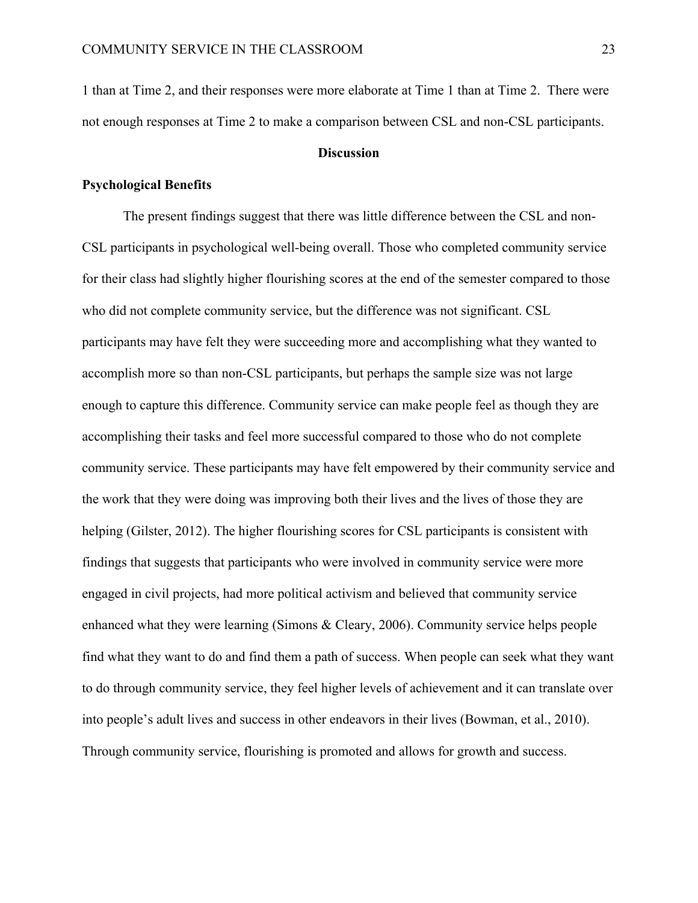1 than at Time 2, and their responses were more elaborate at Time 1 than at Time 2. There were not enough responses at Time 2 to make a comparison between CSL and non-CSL participants.

## Discussion

### Psychological Benefits

The present findings suggest that there was little difference between the CSL and non-CSL participants in psychological well-being overall. Those who completed community service for their class had slightly higher flourishing scores at the end of the semester compared to those who did not complete community service, but the difference was not significant. CSL participants may have felt they were succeeding more and accomplishing what they wanted to accomplish more so than non-CSL participants, but perhaps the sample size was not large enough to capture this difference. Community service can make people feel as though they are accomplishing their tasks and feel more successful compared to those who do not complete community service. These participants may have felt empowered by their community service and the work that they were doing was improving both their lives and the lives of those they are helping (Gilster, 2012). The higher flourishing scores for CSL participants is consistent with findings that suggests that participants who were involved in community service were more engaged in civil projects, had more political activism and believed that community service enhanced what they were learning (Simons & Cleary, 2006). Community service helps people find what they want to do and find them a path of success. When people can seek what they want to do through community service, they feel higher levels of achievement and it can translate over into people's adult lives and success in other endeavors in their lives (Bowman, et al., 2010). Through community service, flourishing is promoted and allows for growth and success.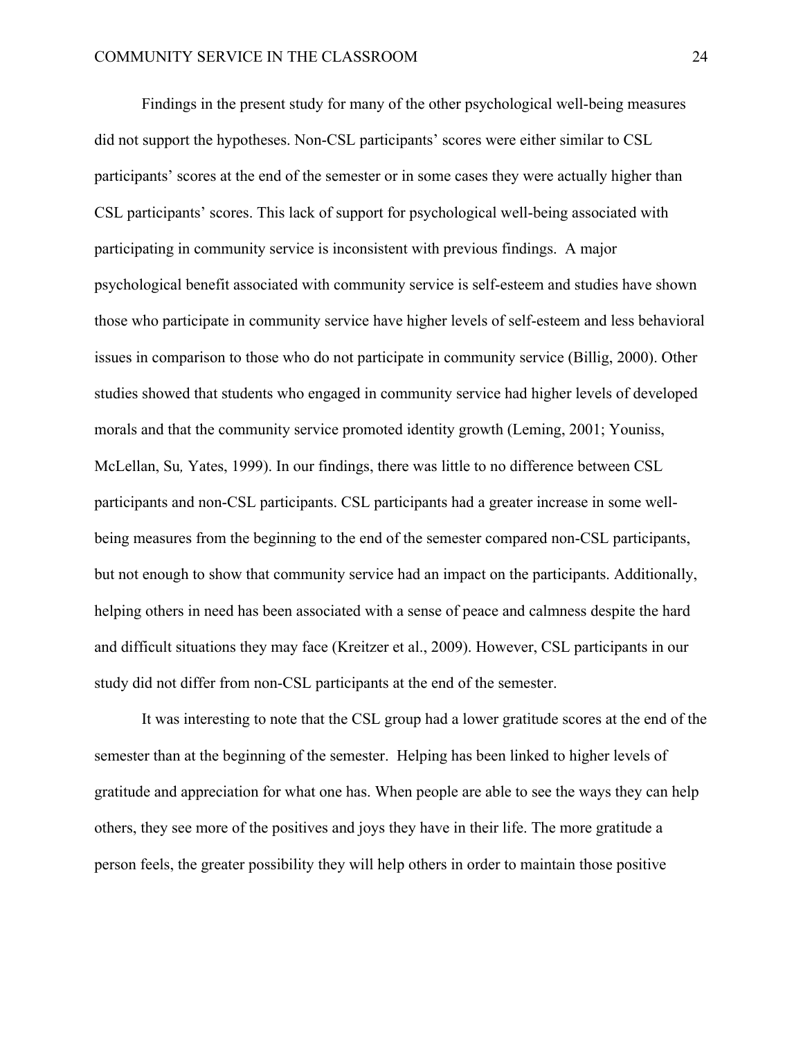Findings in the present study for many of the other psychological well-being measures did not support the hypotheses. Non-CSL participants' scores were either similar to CSL participants' scores at the end of the semester or in some cases they were actually higher than CSL participants' scores. This lack of support for psychological well-being associated with participating in community service is inconsistent with previous findings. A major psychological benefit associated with community service is self-esteem and studies have shown those who participate in community service have higher levels of self-esteem and less behavioral issues in comparison to those who do not participate in community service (Billig, 2000). Other studies showed that students who engaged in community service had higher levels of developed morals and that the community service promoted identity growth (Leming, 2001; Youniss, McLellan, Su*,* Yates, 1999). In our findings, there was little to no difference between CSL participants and non-CSL participants. CSL participants had a greater increase in some well-being measures from the beginning to the end of the semester compared non-CSL participants, but not enough to show that community service had an impact on the participants. Additionally, helping others in need has been associated with a sense of peace and calmness despite the hard and difficult situations they may face (Kreitzer et al., 2009). However, CSL participants in our study did not differ from non-CSL participants at the end of the semester.

It was interesting to note that the CSL group had a lower gratitude scores at the end of the semester than at the beginning of the semester. Helping has been linked to higher levels of gratitude and appreciation for what one has. When people are able to see the ways they can help others, they see more of the positives and joys they have in their life. The more gratitude a person feels, the greater possibility they will help others in order to maintain those positive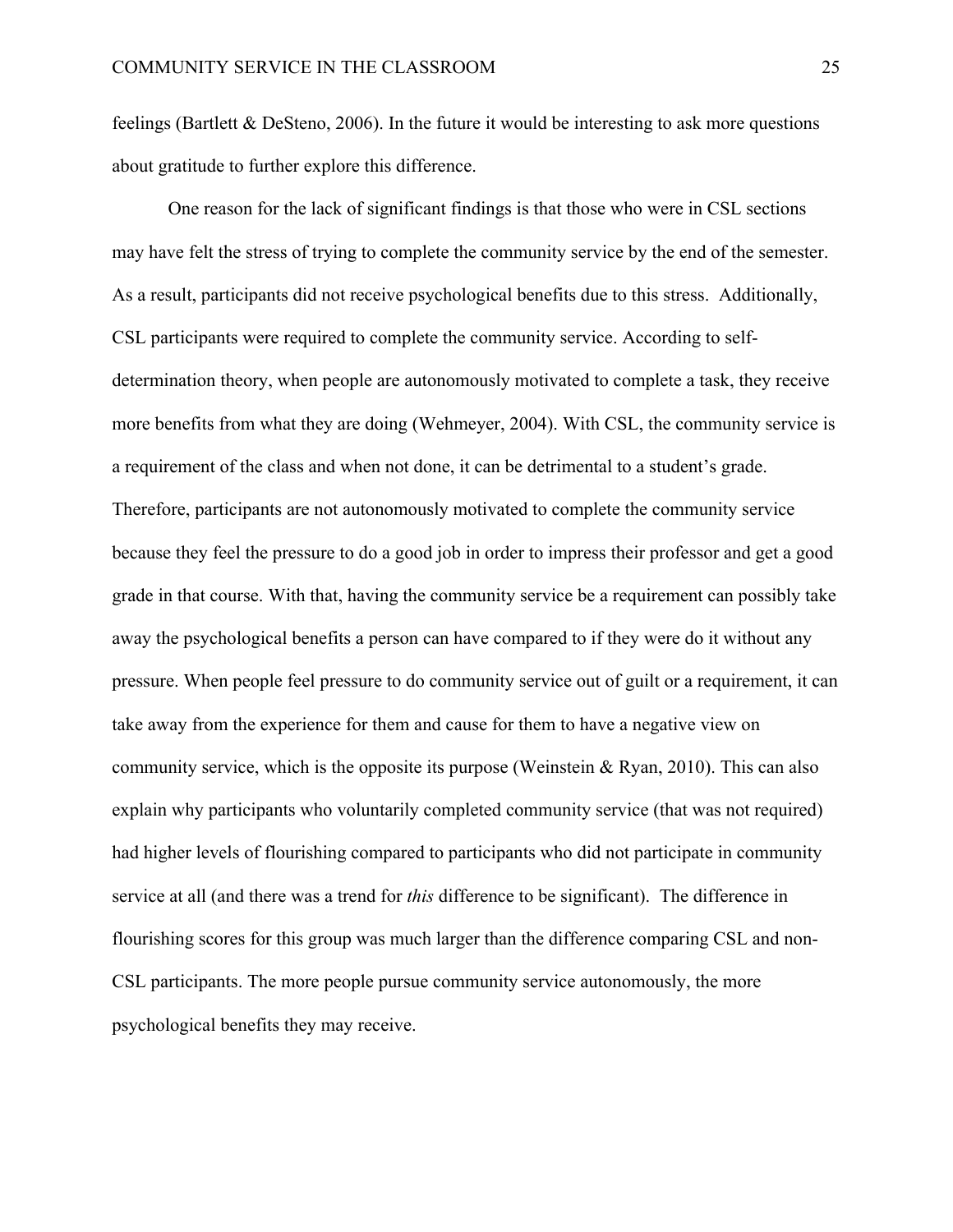feelings (Bartlett & DeSteno, 2006). In the future it would be interesting to ask more questions about gratitude to further explore this difference.

One reason for the lack of significant findings is that those who were in CSL sections may have felt the stress of trying to complete the community service by the end of the semester. As a result, participants did not receive psychological benefits due to this stress. Additionally, CSL participants were required to complete the community service. According to self-determination theory, when people are autonomously motivated to complete a task, they receive more benefits from what they are doing (Wehmeyer, 2004). With CSL, the community service is a requirement of the class and when not done, it can be detrimental to a student's grade. Therefore, participants are not autonomously motivated to complete the community service because they feel the pressure to do a good job in order to impress their professor and get a good grade in that course. With that, having the community service be a requirement can possibly take away the psychological benefits a person can have compared to if they were do it without any pressure. When people feel pressure to do community service out of guilt or a requirement, it can take away from the experience for them and cause for them to have a negative view on community service, which is the opposite its purpose (Weinstein & Ryan, 2010). This can also explain why participants who voluntarily completed community service (that was not required) had higher levels of flourishing compared to participants who did not participate in community service at all (and there was a trend for *this* difference to be significant). The difference in flourishing scores for this group was much larger than the difference comparing CSL and non-CSL participants. The more people pursue community service autonomously, the more psychological benefits they may receive.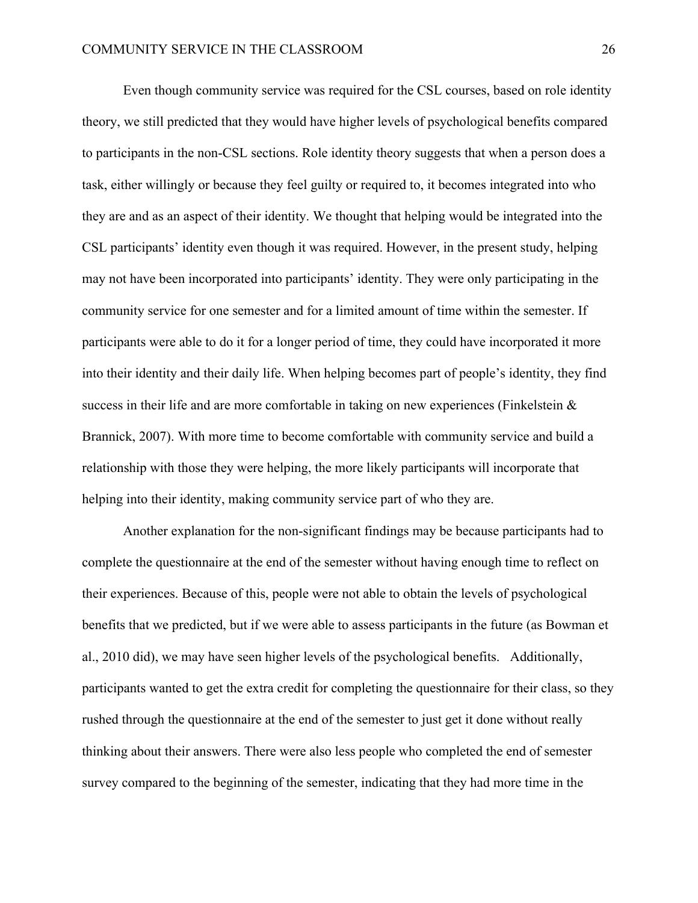Even though community service was required for the CSL courses, based on role identity theory, we still predicted that they would have higher levels of psychological benefits compared to participants in the non-CSL sections. Role identity theory suggests that when a person does a task, either willingly or because they feel guilty or required to, it becomes integrated into who they are and as an aspect of their identity. We thought that helping would be integrated into the CSL participants' identity even though it was required. However, in the present study, helping may not have been incorporated into participants' identity. They were only participating in the community service for one semester and for a limited amount of time within the semester. If participants were able to do it for a longer period of time, they could have incorporated it more into their identity and their daily life. When helping becomes part of people's identity, they find success in their life and are more comfortable in taking on new experiences (Finkelstein & Brannick, 2007). With more time to become comfortable with community service and build a relationship with those they were helping, the more likely participants will incorporate that helping into their identity, making community service part of who they are.

Another explanation for the non-significant findings may be because participants had to complete the questionnaire at the end of the semester without having enough time to reflect on their experiences. Because of this, people were not able to obtain the levels of psychological benefits that we predicted, but if we were able to assess participants in the future (as Bowman et al., 2010 did), we may have seen higher levels of the psychological benefits. Additionally, participants wanted to get the extra credit for completing the questionnaire for their class, so they rushed through the questionnaire at the end of the semester to just get it done without really thinking about their answers. There were also less people who completed the end of semester survey compared to the beginning of the semester, indicating that they had more time in the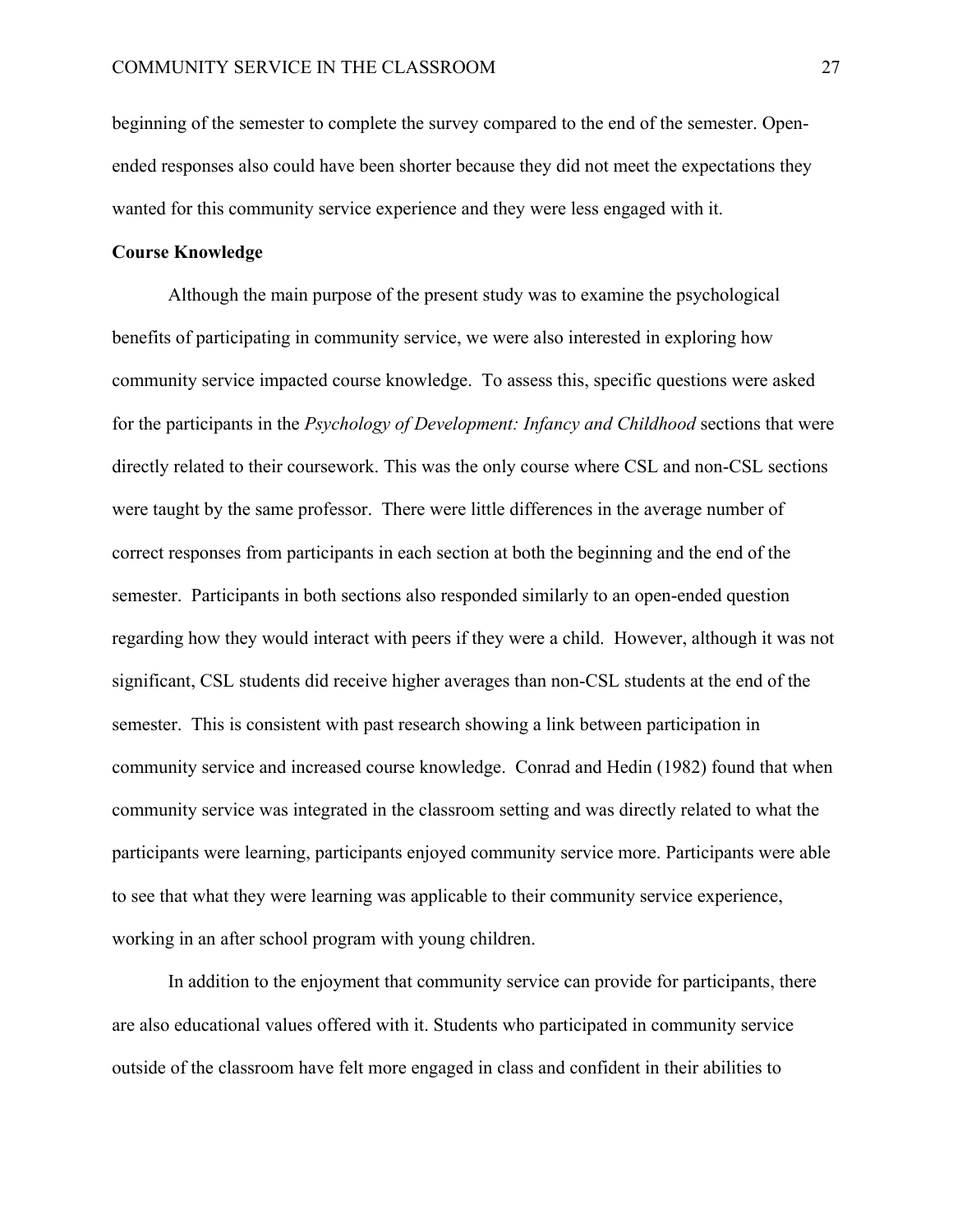beginning of the semester to complete the survey compared to the end of the semester. Open-ended responses also could have been shorter because they did not meet the expectations they wanted for this community service experience and they were less engaged with it.

**Course Knowledge**

Although the main purpose of the present study was to examine the psychological benefits of participating in community service, we were also interested in exploring how community service impacted course knowledge. To assess this, specific questions were asked for the participants in the *Psychology of Development: Infancy and Childhood* sections that were directly related to their coursework. This was the only course where CSL and non-CSL sections were taught by the same professor. There were little differences in the average number of correct responses from participants in each section at both the beginning and the end of the semester. Participants in both sections also responded similarly to an open-ended question regarding how they would interact with peers if they were a child. However, although it was not significant, CSL students did receive higher averages than non-CSL students at the end of the semester. This is consistent with past research showing a link between participation in community service and increased course knowledge. Conrad and Hedin (1982) found that when community service was integrated in the classroom setting and was directly related to what the participants were learning, participants enjoyed community service more. Participants were able to see that what they were learning was applicable to their community service experience, working in an after school program with young children.

In addition to the enjoyment that community service can provide for participants, there are also educational values offered with it. Students who participated in community service outside of the classroom have felt more engaged in class and confident in their abilities to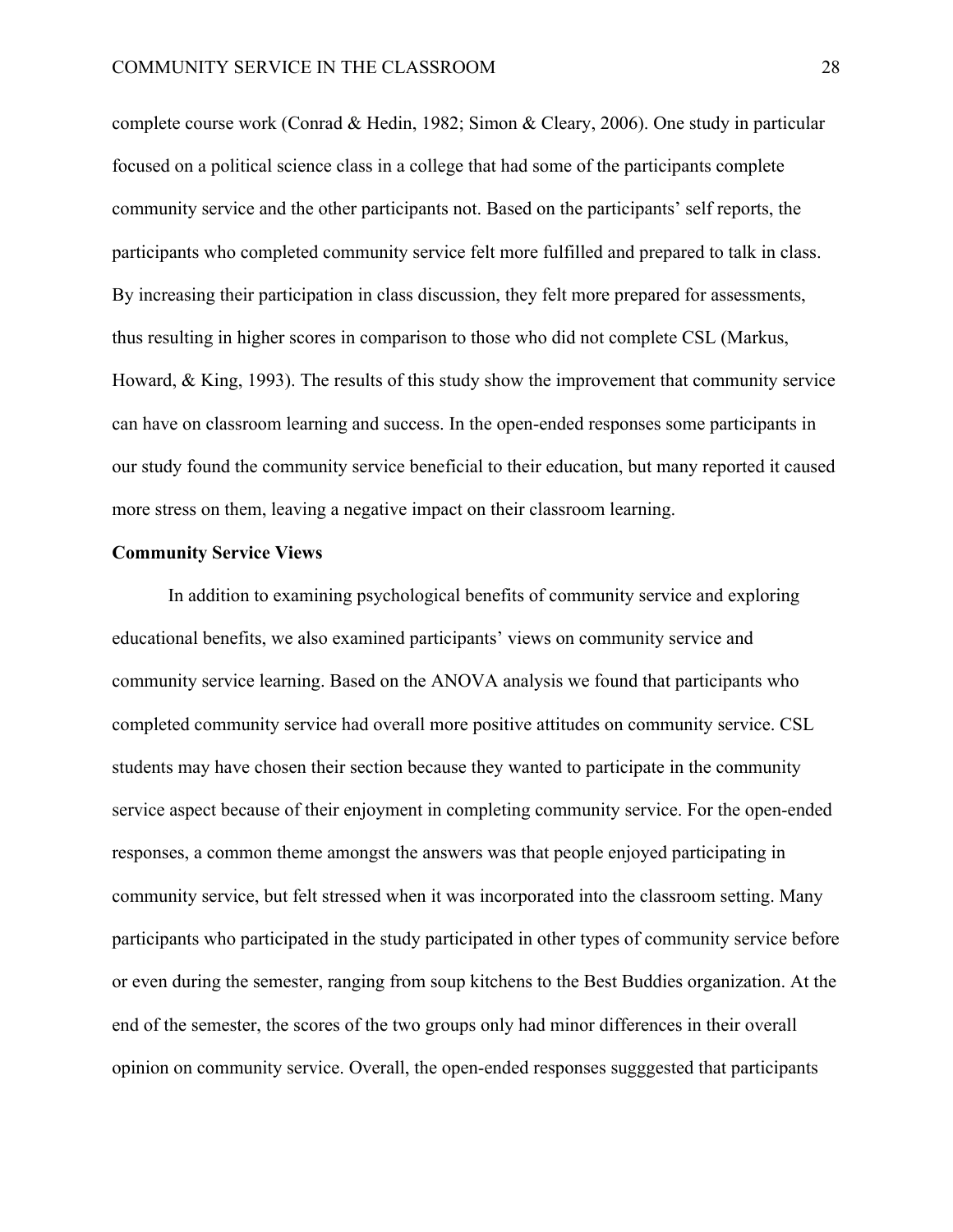complete course work (Conrad & Hedin, 1982; Simon & Cleary, 2006). One study in particular focused on a political science class in a college that had some of the participants complete community service and the other participants not. Based on the participants' self reports, the participants who completed community service felt more fulfilled and prepared to talk in class. By increasing their participation in class discussion, they felt more prepared for assessments, thus resulting in higher scores in comparison to those who did not complete CSL (Markus, Howard, & King, 1993). The results of this study show the improvement that community service can have on classroom learning and success. In the open-ended responses some participants in our study found the community service beneficial to their education, but many reported it caused more stress on them, leaving a negative impact on their classroom learning.

**Community Service Views**

In addition to examining psychological benefits of community service and exploring educational benefits, we also examined participants' views on community service and community service learning. Based on the ANOVA analysis we found that participants who completed community service had overall more positive attitudes on community service. CSL students may have chosen their section because they wanted to participate in the community service aspect because of their enjoyment in completing community service. For the open-ended responses, a common theme amongst the answers was that people enjoyed participating in community service, but felt stressed when it was incorporated into the classroom setting. Many participants who participated in the study participated in other types of community service before or even during the semester, ranging from soup kitchens to the Best Buddies organization. At the end of the semester, the scores of the two groups only had minor differences in their overall opinion on community service. Overall, the open-ended responses sugggested that participants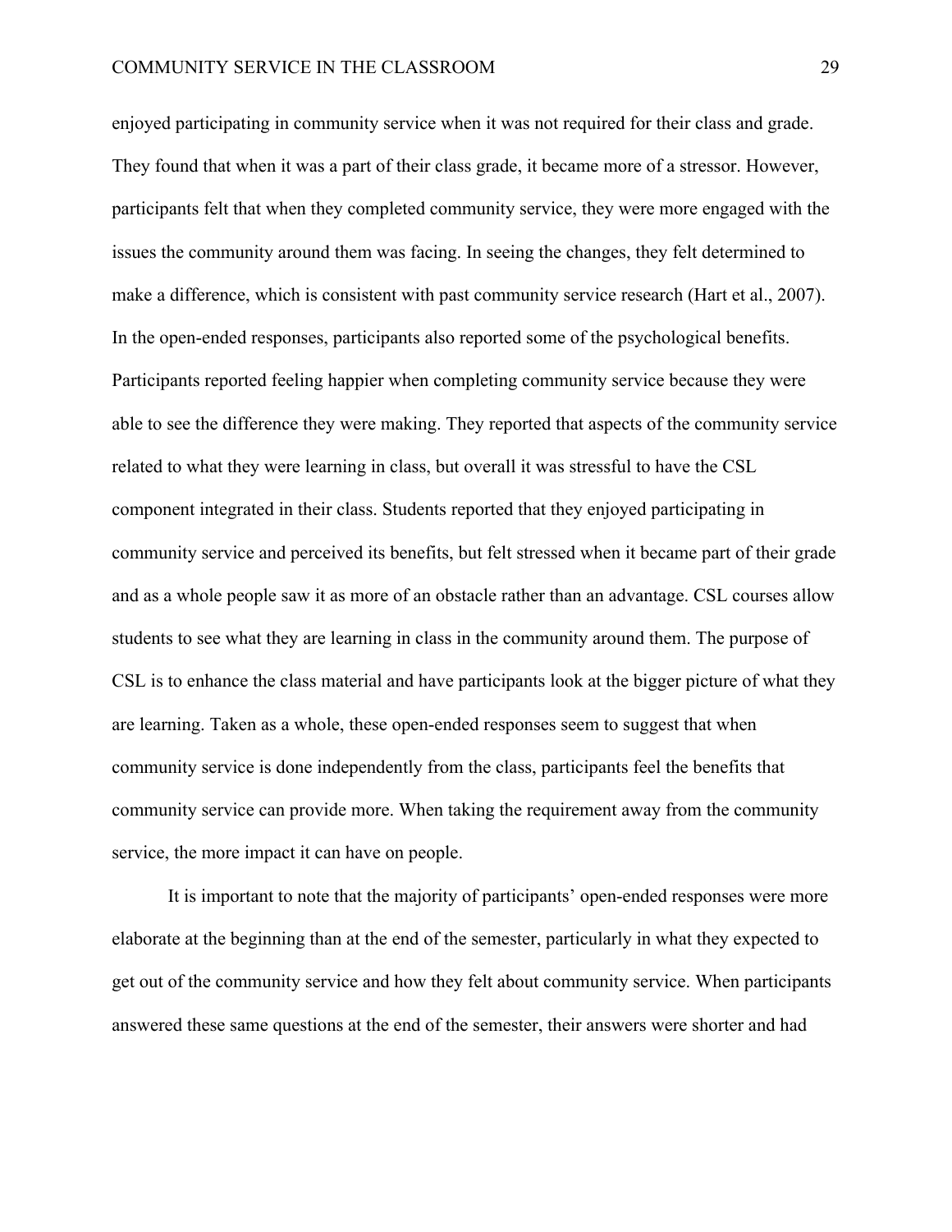enjoyed participating in community service when it was not required for their class and grade. They found that when it was a part of their class grade, it became more of a stressor. However, participants felt that when they completed community service, they were more engaged with the issues the community around them was facing. In seeing the changes, they felt determined to make a difference, which is consistent with past community service research (Hart et al., 2007). In the open-ended responses, participants also reported some of the psychological benefits. Participants reported feeling happier when completing community service because they were able to see the difference they were making. They reported that aspects of the community service related to what they were learning in class, but overall it was stressful to have the CSL component integrated in their class. Students reported that they enjoyed participating in community service and perceived its benefits, but felt stressed when it became part of their grade and as a whole people saw it as more of an obstacle rather than an advantage. CSL courses allow students to see what they are learning in class in the community around them. The purpose of CSL is to enhance the class material and have participants look at the bigger picture of what they are learning. Taken as a whole, these open-ended responses seem to suggest that when community service is done independently from the class, participants feel the benefits that community service can provide more. When taking the requirement away from the community service, the more impact it can have on people.

It is important to note that the majority of participants' open-ended responses were more elaborate at the beginning than at the end of the semester, particularly in what they expected to get out of the community service and how they felt about community service. When participants answered these same questions at the end of the semester, their answers were shorter and had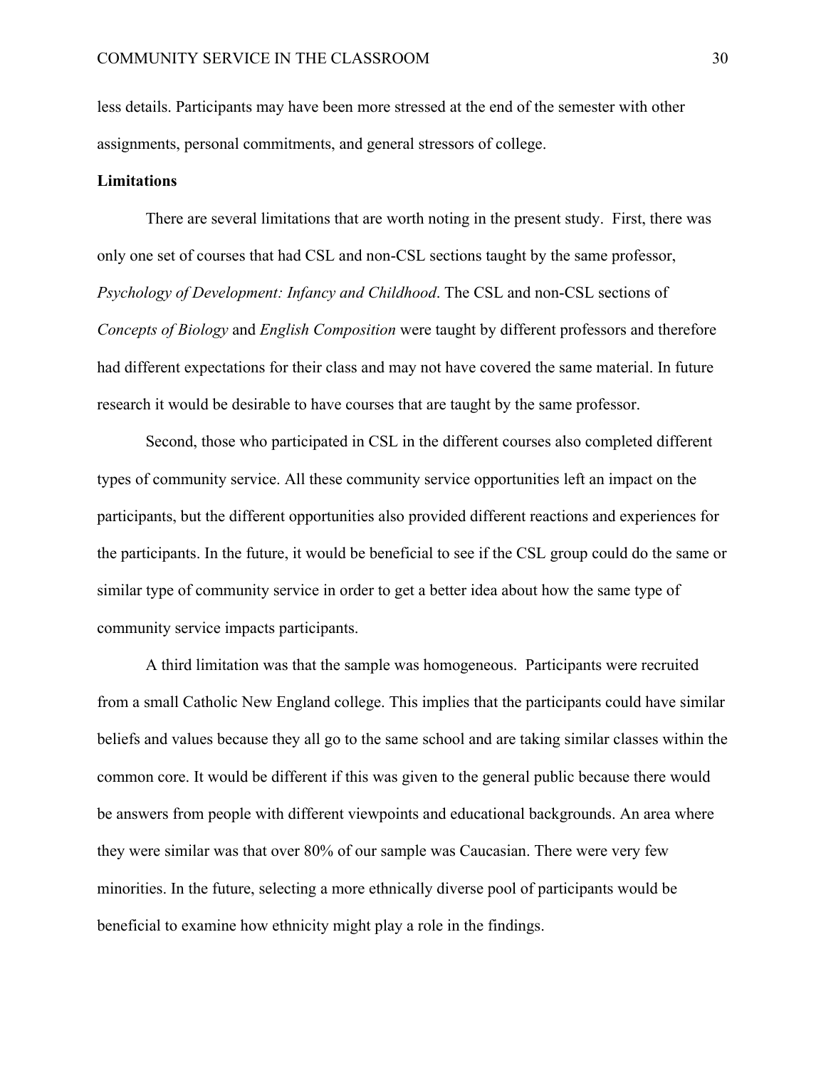less details. Participants may have been more stressed at the end of the semester with other assignments, personal commitments, and general stressors of college.

**Limitations**

There are several limitations that are worth noting in the present study. First, there was only one set of courses that had CSL and non-CSL sections taught by the same professor, *Psychology of Development: Infancy and Childhood*. The CSL and non-CSL sections of *Concepts of Biology* and *English Composition* were taught by different professors and therefore had different expectations for their class and may not have covered the same material. In future research it would be desirable to have courses that are taught by the same professor.

Second, those who participated in CSL in the different courses also completed different types of community service. All these community service opportunities left an impact on the participants, but the different opportunities also provided different reactions and experiences for the participants. In the future, it would be beneficial to see if the CSL group could do the same or similar type of community service in order to get a better idea about how the same type of community service impacts participants.

A third limitation was that the sample was homogeneous. Participants were recruited from a small Catholic New England college. This implies that the participants could have similar beliefs and values because they all go to the same school and are taking similar classes within the common core. It would be different if this was given to the general public because there would be answers from people with different viewpoints and educational backgrounds. An area where they were similar was that over 80% of our sample was Caucasian. There were very few minorities. In the future, selecting a more ethnically diverse pool of participants would be beneficial to examine how ethnicity might play a role in the findings.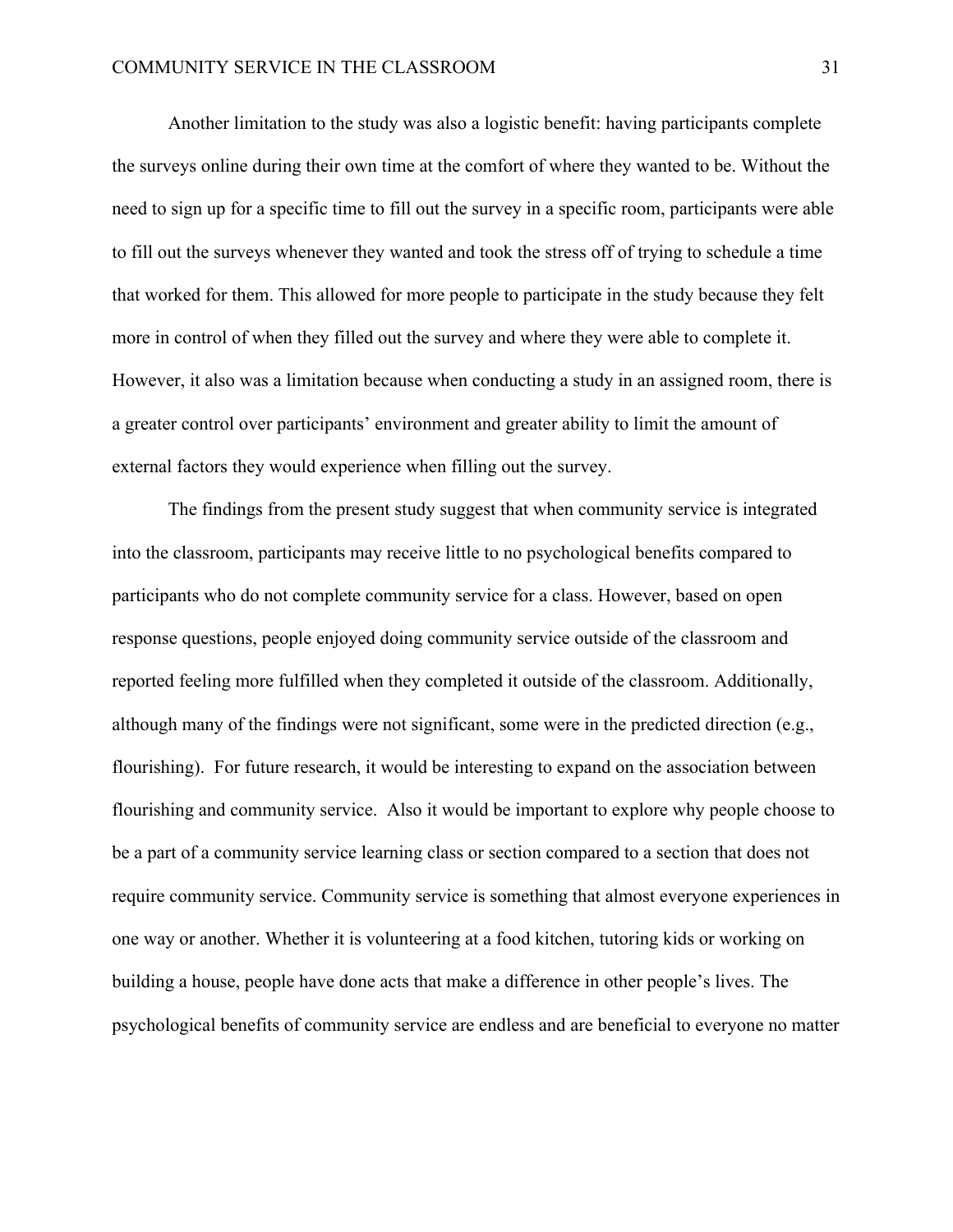Another limitation to the study was also a logistic benefit: having participants complete the surveys online during their own time at the comfort of where they wanted to be. Without the need to sign up for a specific time to fill out the survey in a specific room, participants were able to fill out the surveys whenever they wanted and took the stress off of trying to schedule a time that worked for them. This allowed for more people to participate in the study because they felt more in control of when they filled out the survey and where they were able to complete it. However, it also was a limitation because when conducting a study in an assigned room, there is a greater control over participants' environment and greater ability to limit the amount of external factors they would experience when filling out the survey.

The findings from the present study suggest that when community service is integrated into the classroom, participants may receive little to no psychological benefits compared to participants who do not complete community service for a class. However, based on open response questions, people enjoyed doing community service outside of the classroom and reported feeling more fulfilled when they completed it outside of the classroom. Additionally, although many of the findings were not significant, some were in the predicted direction (e.g., flourishing). For future research, it would be interesting to expand on the association between flourishing and community service. Also it would be important to explore why people choose to be a part of a community service learning class or section compared to a section that does not require community service. Community service is something that almost everyone experiences in one way or another. Whether it is volunteering at a food kitchen, tutoring kids or working on building a house, people have done acts that make a difference in other people's lives. The psychological benefits of community service are endless and are beneficial to everyone no matter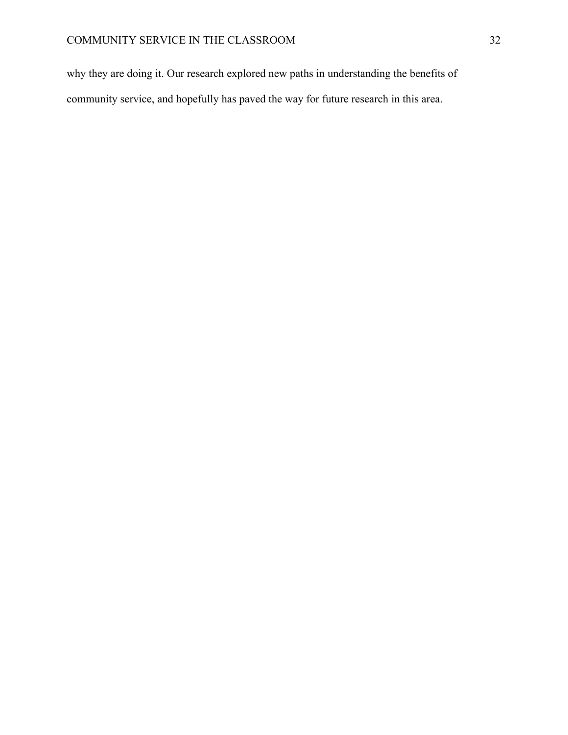why they are doing it. Our research explored new paths in understanding the benefits of community service, and hopefully has paved the way for future research in this area.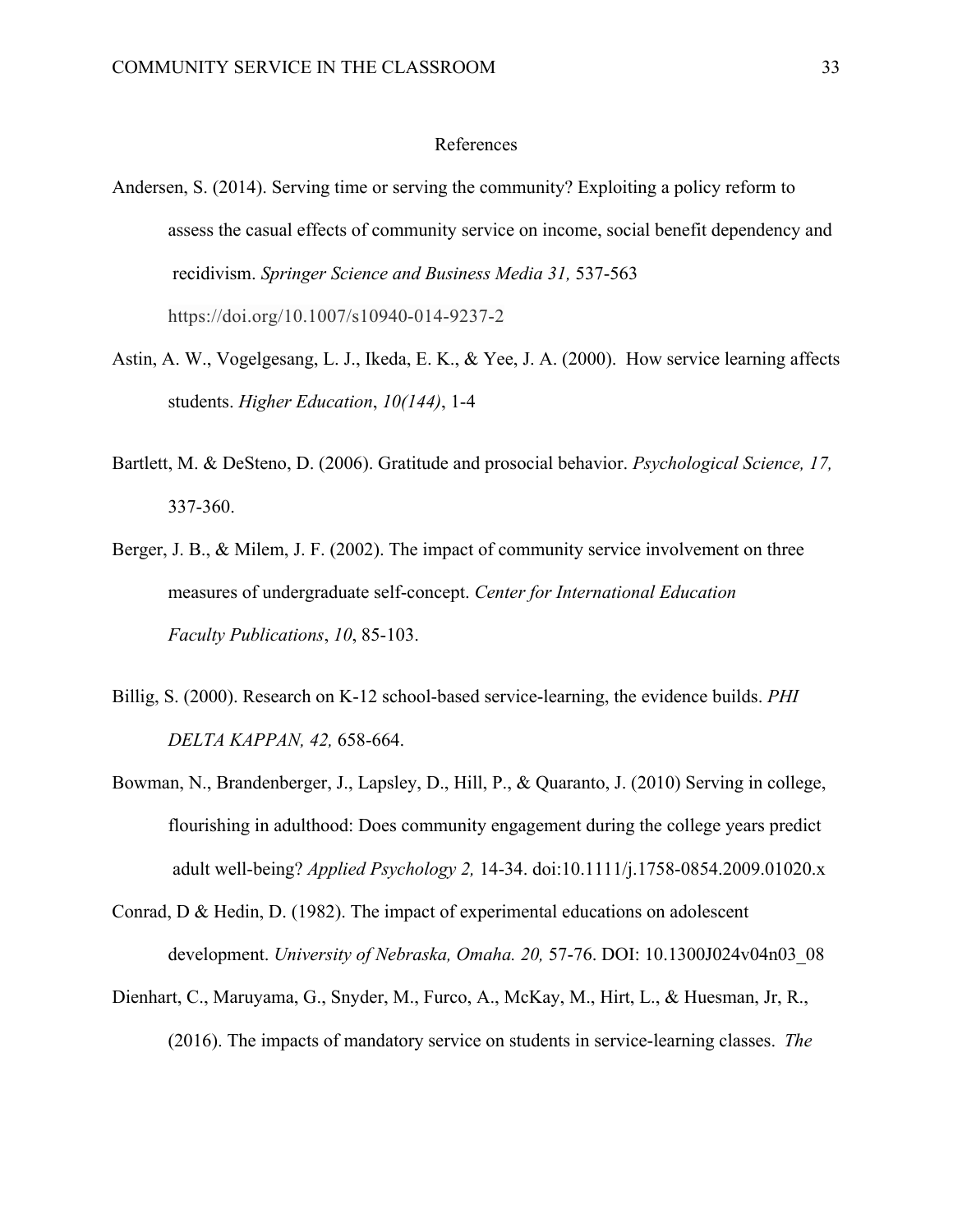# References

Andersen, S. (2014). Serving time or serving the community? Exploiting a policy reform to assess the casual effects of community service on income, social benefit dependency and recidivism. *Springer Science and Business Media 31,* 537-563 https://doi.org/10.1007/s10940-014-9237-2

Astin, A. W., Vogelgesang, L. J., Ikeda, E. K., & Yee, J. A. (2000). How service learning affects students. *Higher Education*, *10(144)*, 1-4

Bartlett, M. & DeSteno, D. (2006). Gratitude and prosocial behavior. *Psychological Science, 17,* 337-360.

Berger, J. B., & Milem, J. F. (2002). The impact of community service involvement on three measures of undergraduate self-concept. *Center for International Education Faculty Publications*, *10*, 85-103.

Billig, S. (2000). Research on K-12 school-based service-learning, the evidence builds. *PHI DELTA KAPPAN, 42,* 658-664.

Bowman, N., Brandenberger, J., Lapsley, D., Hill, P., & Quaranto, J. (2010) Serving in college, flourishing in adulthood: Does community engagement during the college years predict adult well-being? *Applied Psychology 2,* 14-34. doi:10.1111/j.1758-0854.2009.01020.x

Conrad, D & Hedin, D. (1982). The impact of experimental educations on adolescent development. *University of Nebraska, Omaha. 20,* 57-76. DOI: 10.1300J024v04n03_08

Dienhart, C., Maruyama, G., Snyder, M., Furco, A., McKay, M., Hirt, L., & Huesman, Jr, R., (2016). The impacts of mandatory service on students in service-learning classes. *The*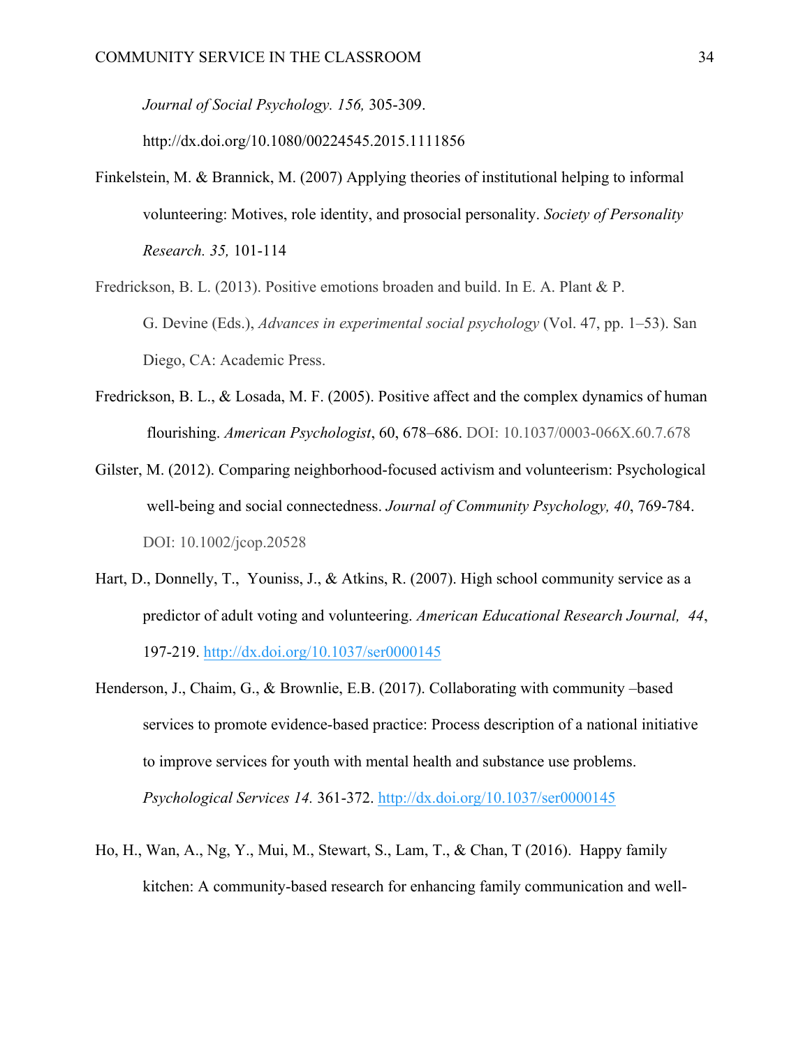*Journal of Social Psychology. 156,* 305-309.
http://dx.doi.org/10.1080/00224545.2015.1111856

Finkelstein, M. & Brannick, M. (2007) Applying theories of institutional helping to informal volunteering: Motives, role identity, and prosocial personality. *Society of Personality Research. 35,* 101-114

Fredrickson, B. L. (2013). Positive emotions broaden and build. In E. A. Plant & P. G. Devine (Eds.), *Advances in experimental social psychology* (Vol. 47, pp. 1–53). San Diego, CA: Academic Press.

Fredrickson, B. L., & Losada, M. F. (2005). Positive affect and the complex dynamics of human flourishing. *American Psychologist*, 60, 678–686. DOI: 10.1037/0003-066X.60.7.678

Gilster, M. (2012). Comparing neighborhood-focused activism and volunteerism: Psychological well-being and social connectedness. *Journal of Community Psychology, 40*, 769-784. DOI: 10.1002/jcop.20528

Hart, D., Donnelly, T., Youniss, J., & Atkins, R. (2007). High school community service as a predictor of adult voting and volunteering. *American Educational Research Journal, 44*, 197-219. http://dx.doi.org/10.1037/ser0000145

Henderson, J., Chaim, G., & Brownlie, E.B. (2017). Collaborating with community –based services to promote evidence-based practice: Process description of a national initiative to improve services for youth with mental health and substance use problems. *Psychological Services 14.* 361-372. http://dx.doi.org/10.1037/ser0000145

Ho, H., Wan, A., Ng, Y., Mui, M., Stewart, S., Lam, T., & Chan, T (2016). Happy family kitchen: A community-based research for enhancing family communication and well-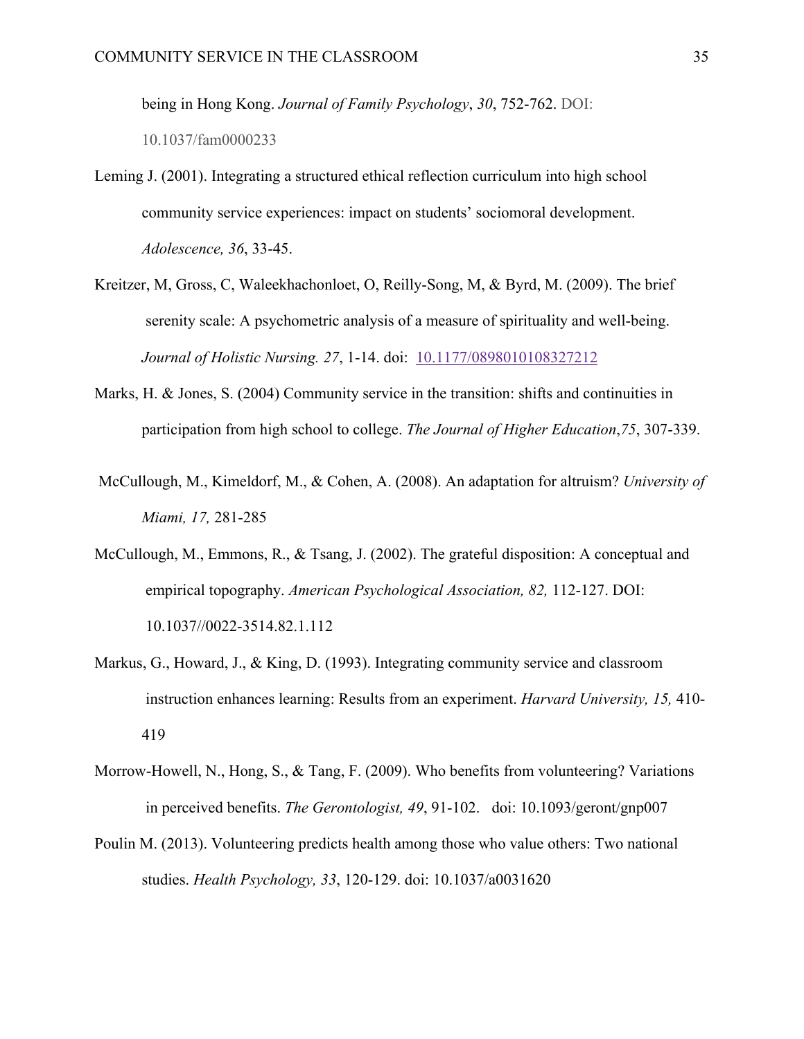being in Hong Kong. *Journal of Family Psychology*, *30*, 752-762. DOI: 10.1037/fam0000233

Leming J. (2001). Integrating a structured ethical reflection curriculum into high school community service experiences: impact on students' sociomoral development. *Adolescence, 36*, 33-45.

Kreitzer, M, Gross, C, Waleekhachonloet, O, Reilly-Song, M, & Byrd, M. (2009). The brief serenity scale: A psychometric analysis of a measure of spirituality and well-being. *Journal of Holistic Nursing. 27*, 1-14. doi: 10.1177/0898010108327212

Marks, H. & Jones, S. (2004) Community service in the transition: shifts and continuities in participation from high school to college. *The Journal of Higher Education*,*75*, 307-339.

McCullough, M., Kimeldorf, M., & Cohen, A. (2008). An adaptation for altruism? *University of Miami, 17,* 281-285

McCullough, M., Emmons, R., & Tsang, J. (2002). The grateful disposition: A conceptual and empirical topography. *American Psychological Association, 82,* 112-127. DOI: 10.1037//0022-3514.82.1.112

Markus, G., Howard, J., & King, D. (1993). Integrating community service and classroom instruction enhances learning: Results from an experiment. *Harvard University, 15,* 410-419

Morrow-Howell, N., Hong, S., & Tang, F. (2009). Who benefits from volunteering? Variations in perceived benefits. *The Gerontologist, 49*, 91-102. doi: 10.1093/geront/gnp007

Poulin M. (2013). Volunteering predicts health among those who value others: Two national studies. *Health Psychology, 33*, 120-129. doi: 10.1037/a0031620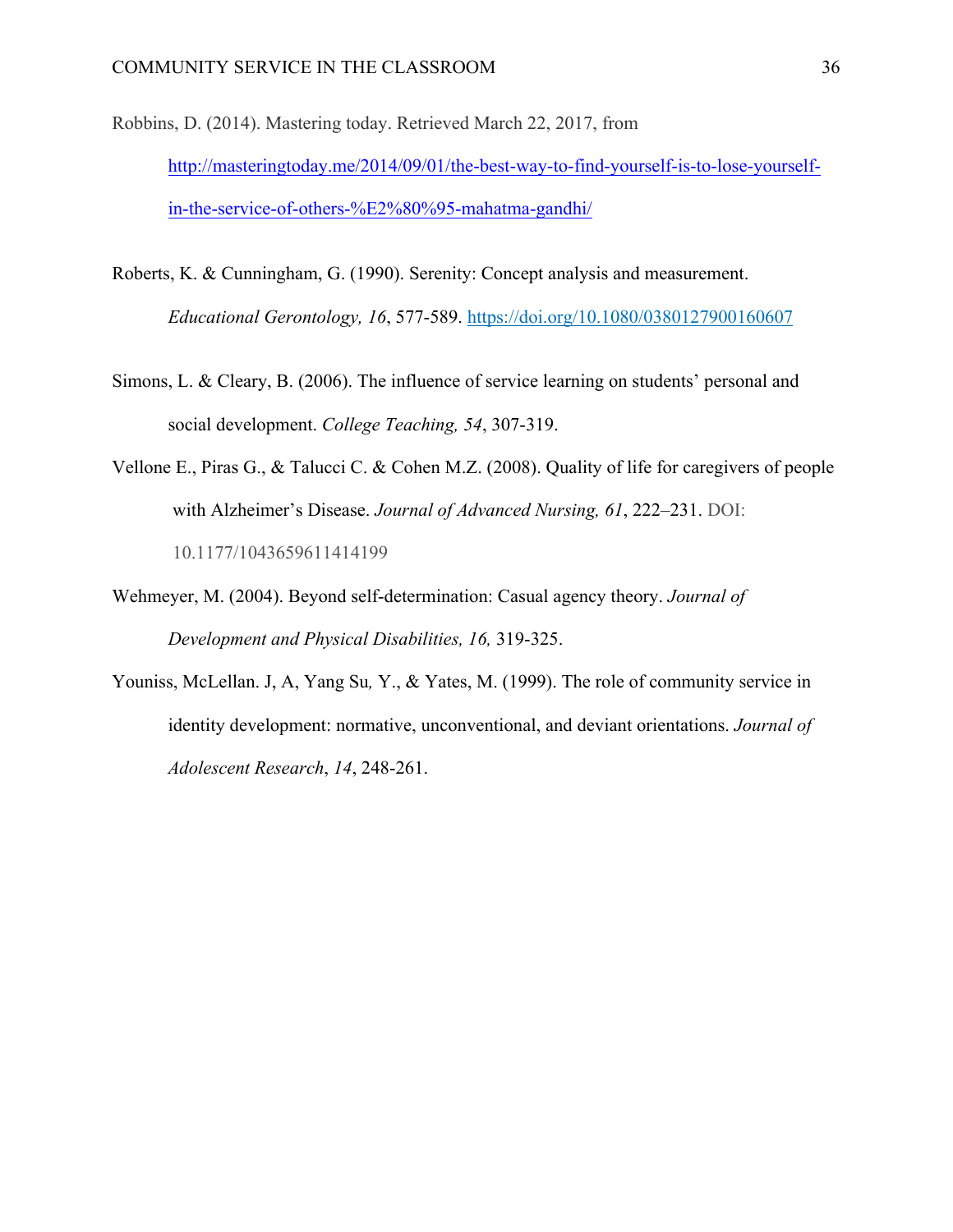Robbins, D. (2014). Mastering today. Retrieved March 22, 2017, from http://masteringtoday.me/2014/09/01/the-best-way-to-find-yourself-is-to-lose-yourself-in-the-service-of-others-%E2%80%95-mahatma-gandhi/

Roberts, K. & Cunningham, G. (1990). Serenity: Concept analysis and measurement. *Educational Gerontology, 16*, 577-589. https://doi.org/10.1080/0380127900160607

Simons, L. & Cleary, B. (2006). The influence of service learning on students' personal and social development. *College Teaching, 54*, 307-319.

Vellone E., Piras G., & Talucci C. & Cohen M.Z. (2008). Quality of life for caregivers of people with Alzheimer's Disease. *Journal of Advanced Nursing, 61*, 222–231. DOI: 10.1177/1043659611414199

Wehmeyer, M. (2004). Beyond self-determination: Casual agency theory. *Journal of Development and Physical Disabilities, 16,* 319-325.

Youniss, McLellan. J, A, Yang Su*,* Y., & Yates, M. (1999). The role of community service in identity development: normative, unconventional, and deviant orientations. *Journal of Adolescent Research*, *14*, 248-261.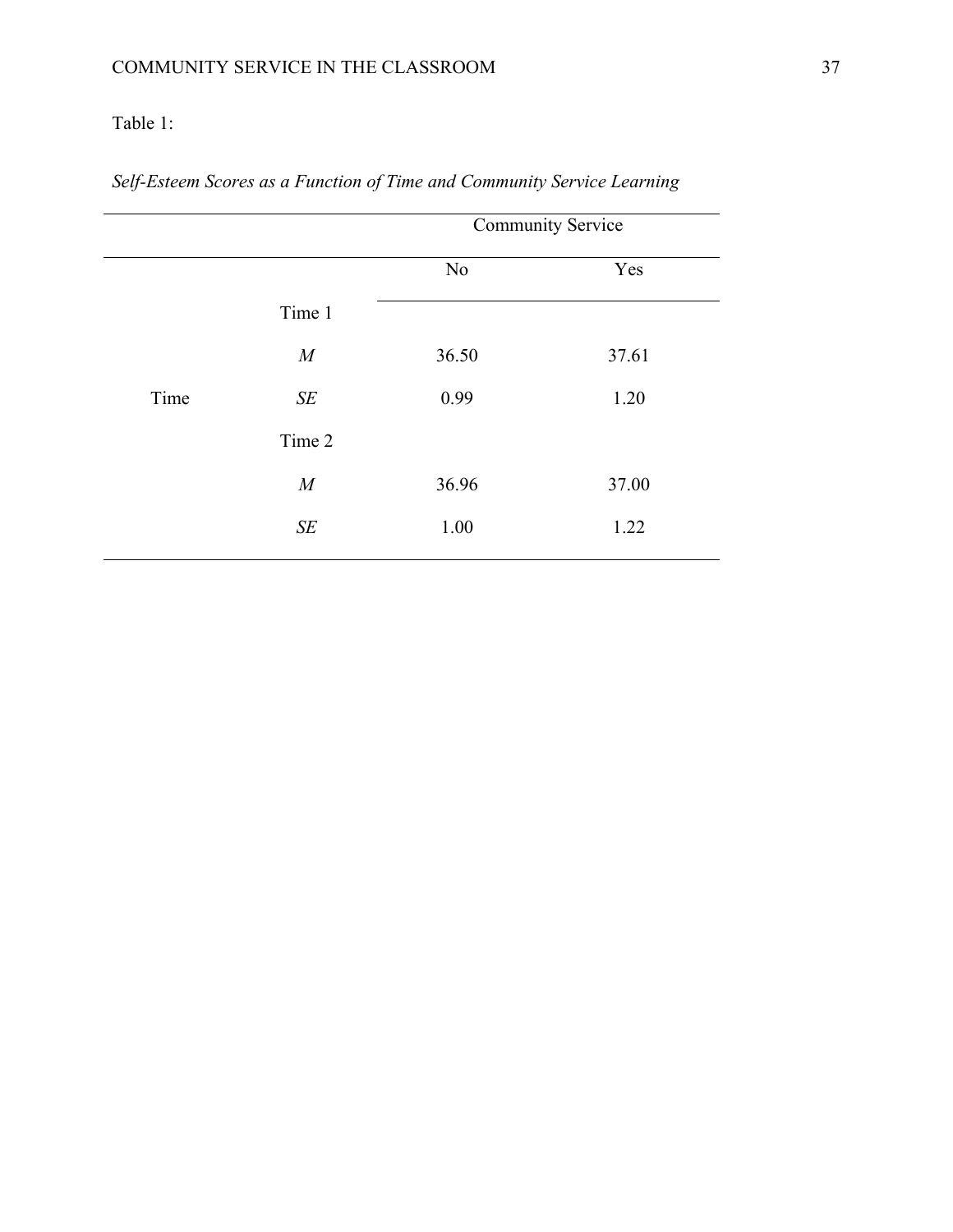Table 1:

*Self-Esteem Scores as a Function of Time and Community Service Learning*

| | | Community Service | |
|---|---|---|---|
| | | No | Yes |
| | Time 1 | | |
| | *M* | 36.50 | 37.61 |
| Time | *SE* | 0.99 | 1.20 |
| | Time 2 | | |
| | *M* | 36.96 | 37.00 |
| | *SE* | 1.00 | 1.22 |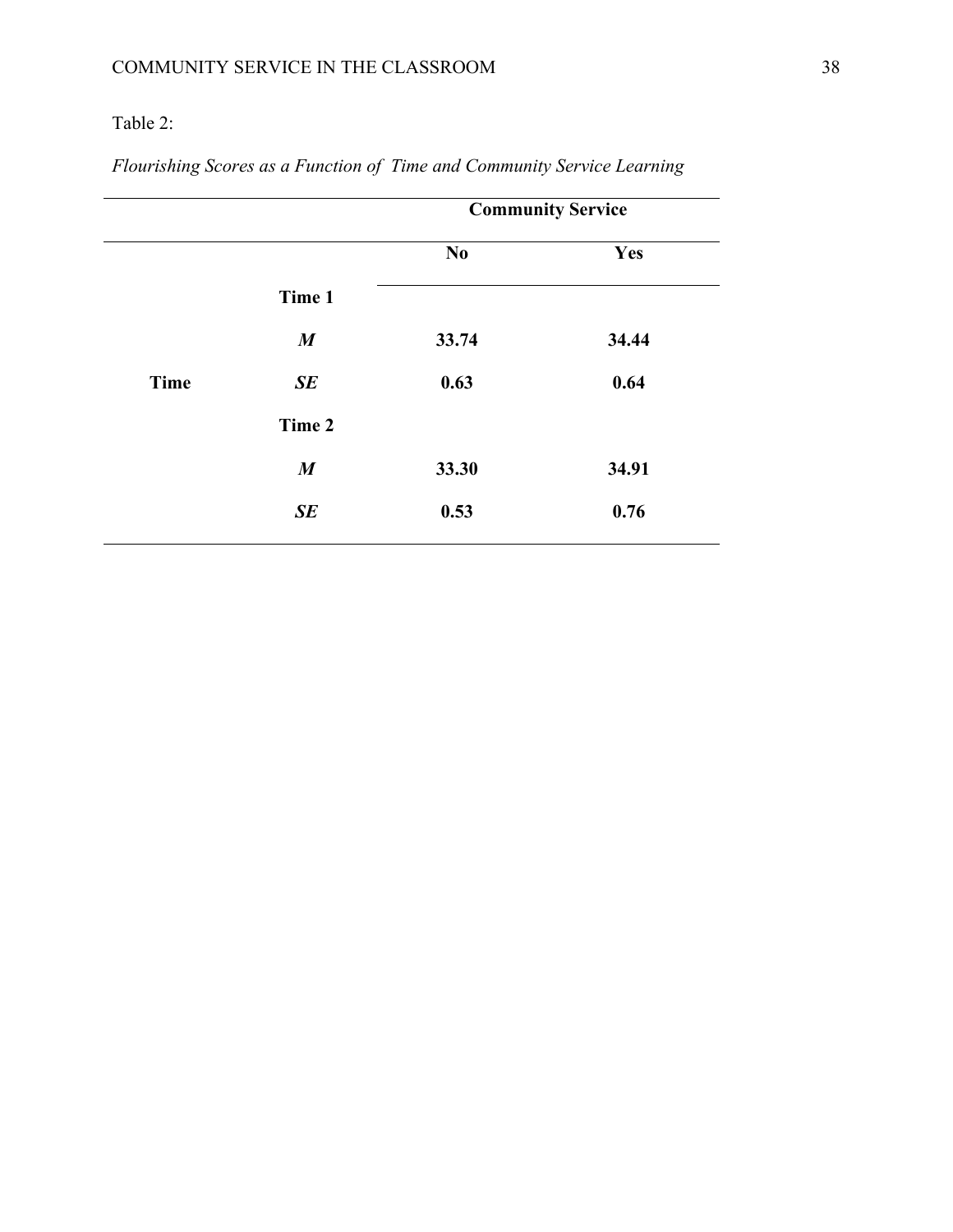Table 2:

*Flourishing Scores as a Function of Time and Community Service Learning*

| | | **Community Service** | |
|---|---|---|---|
| | | **No** | **Yes** |
| | **Time 1** | | |
| | ***M*** | **33.74** | **34.44** |
| **Time** | ***SE*** | **0.63** | **0.64** |
| | **Time 2** | | |
| | ***M*** | **33.30** | **34.91** |
| | ***SE*** | **0.53** | **0.76** |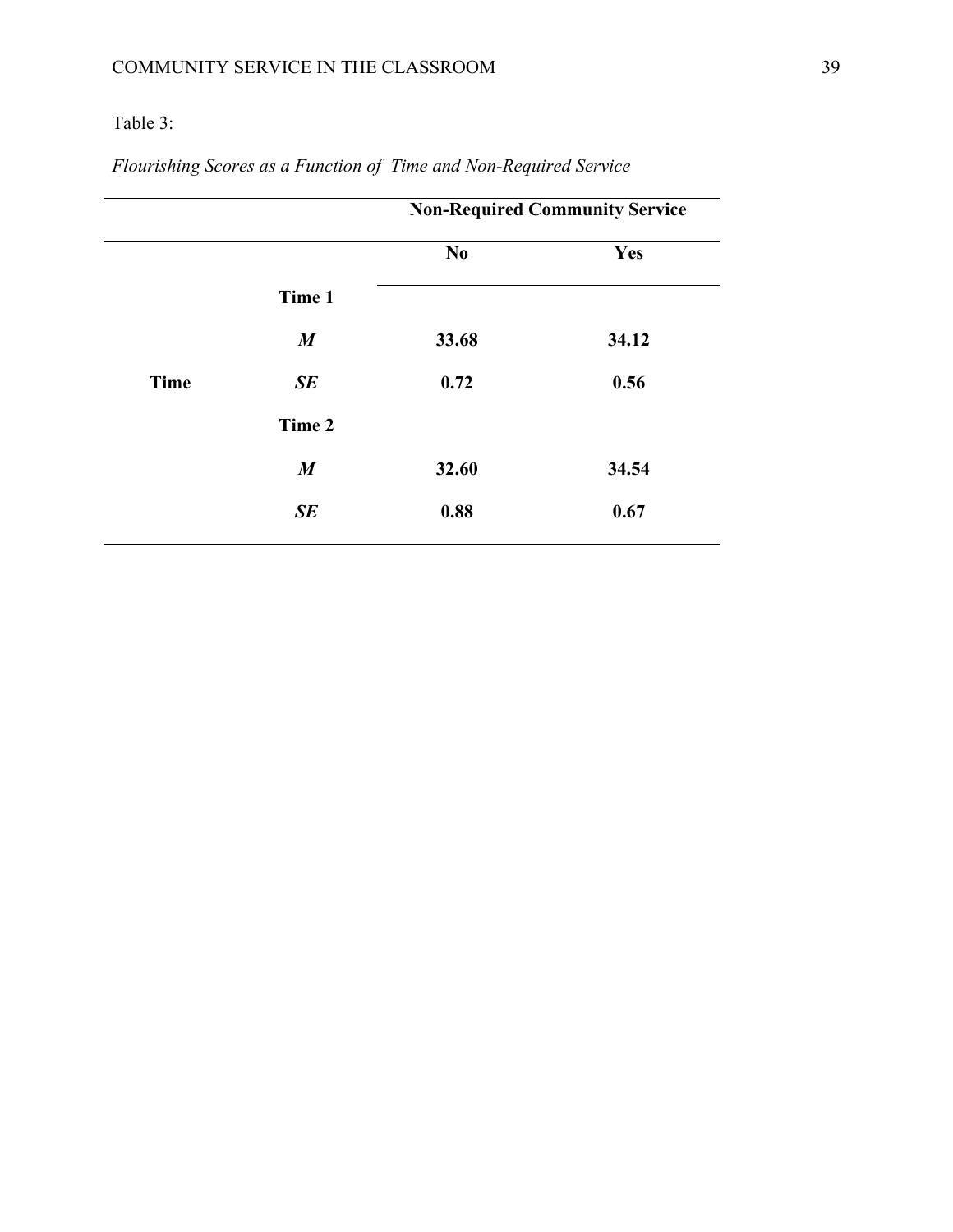Table 3:

*Flourishing Scores as a Function of Time and Non-Required Service*

| | | **Non-Required Community Service** | |
|---|---|---|---|
| | | **No** | **Yes** |
| | **Time 1** | | |
| | ***M*** | **33.68** | **34.12** |
| **Time** | ***SE*** | **0.72** | **0.56** |
| | **Time 2** | | |
| | ***M*** | **32.60** | **34.54** |
| | ***SE*** | **0.88** | **0.67** |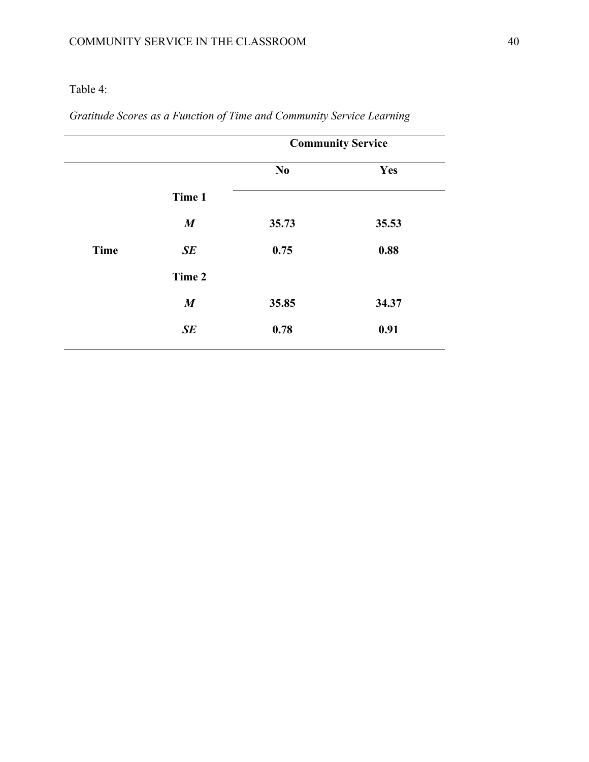Table 4:

*Gratitude Scores as a Function of Time and Community Service Learning*

| | | Community Service | |
|---|---|---|---|
| | | **No** | **Yes** |
| | **Time 1** | | |
| | ***M*** | **35.73** | **35.53** |
| **Time** | ***SE*** | **0.75** | **0.88** |
| | **Time 2** | | |
| | ***M*** | **35.85** | **34.37** |
| | ***SE*** | **0.78** | **0.91** |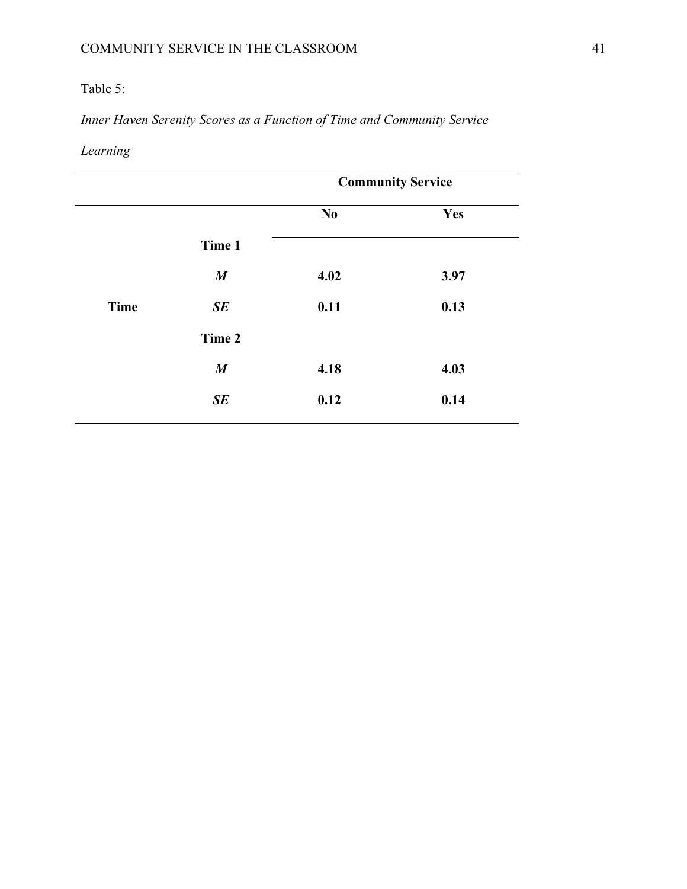Table 5:

*Inner Haven Serenity Scores as a Function of Time and Community Service Learning*

| | | Community Service | |
|---|---|---|---|
| | | **No** | **Yes** |
| **Time** | **Time 1** | | |
| | ***M*** | **4.02** | **3.97** |
| | ***SE*** | **0.11** | **0.13** |
| | **Time 2** | | |
| | ***M*** | **4.18** | **4.03** |
| | ***SE*** | **0.12** | **0.14** |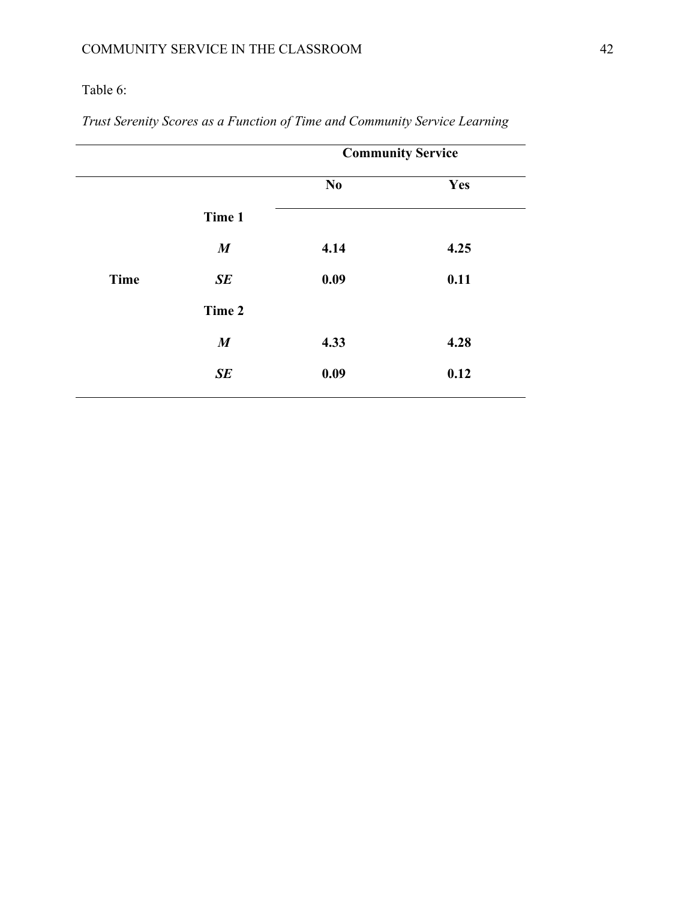Table 6:

*Trust Serenity Scores as a Function of Time and Community Service Learning*

| | | Community Service | |
|---|---|---|---|
| | | **No** | **Yes** |
| | **Time 1** | | |
| | ***M*** | **4.14** | **4.25** |
| **Time** | ***SE*** | **0.09** | **0.11** |
| | **Time 2** | | |
| | ***M*** | **4.33** | **4.28** |
| | ***SE*** | **0.09** | **0.12** |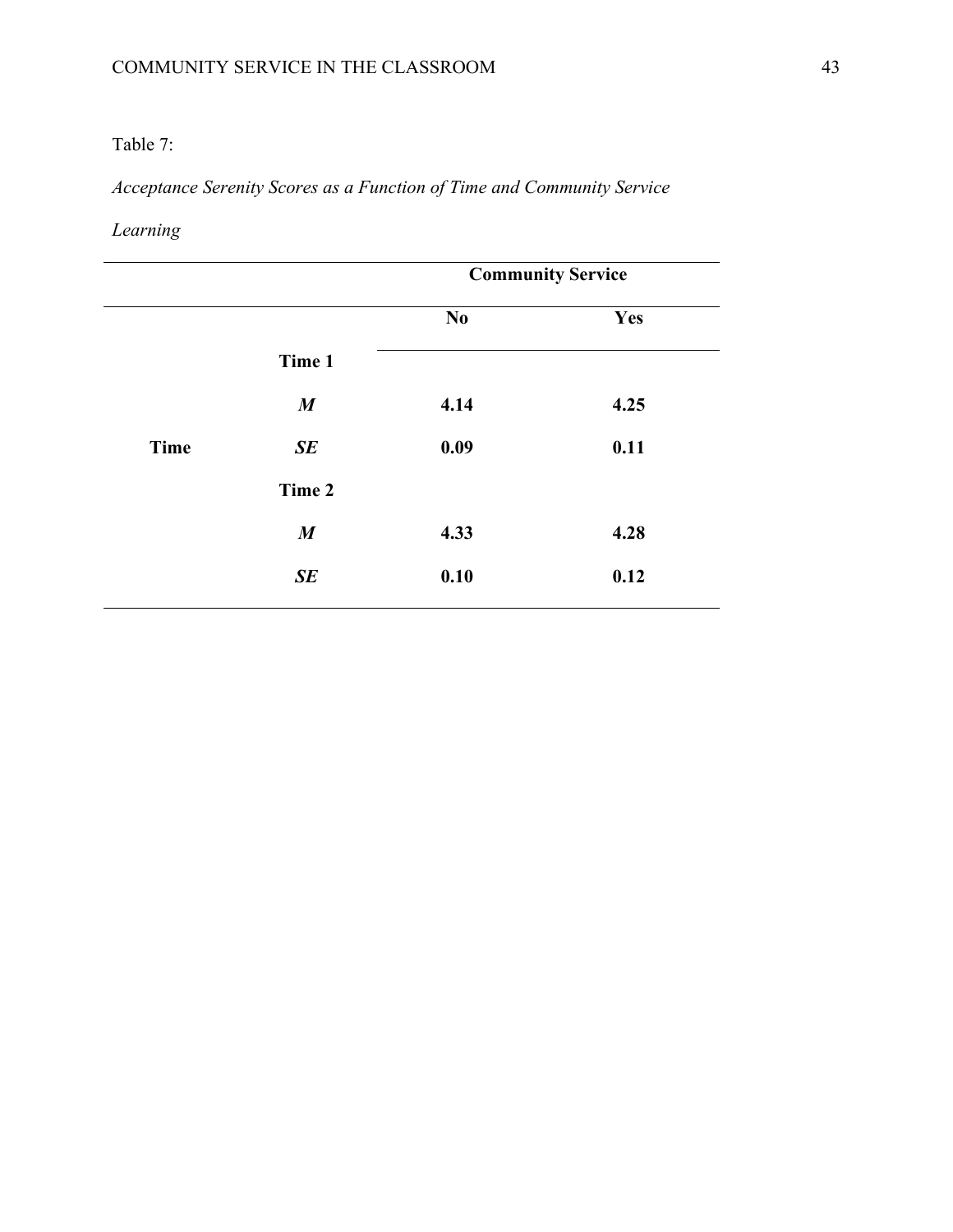Table 7:

*Acceptance Serenity Scores as a Function of Time and Community Service Learning*

| | | Community Service | |
|---|---|---|---|
| | | **No** | **Yes** |
| | **Time 1** | | |
| | ***M*** | **4.14** | **4.25** |
| **Time** | ***SE*** | **0.09** | **0.11** |
| | **Time 2** | | |
| | ***M*** | **4.33** | **4.28** |
| | ***SE*** | **0.10** | **0.12** |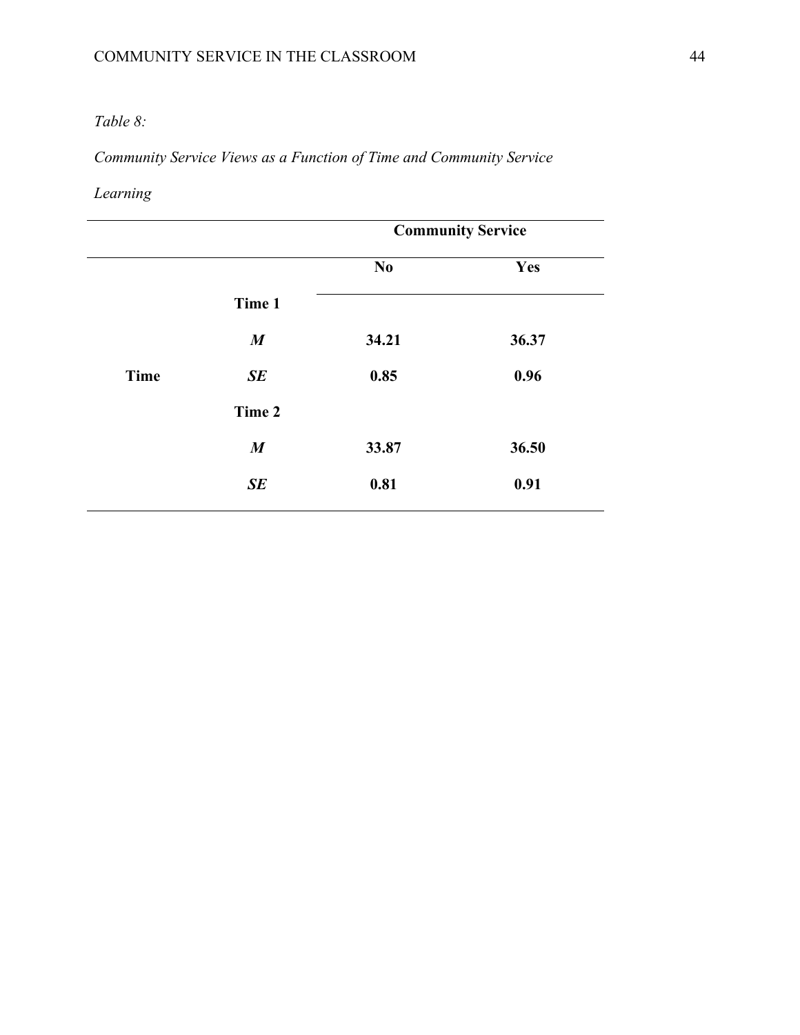*Table 8:*

*Community Service Views as a Function of Time and Community Service Learning*

| | | Community Service | |
|---|---|---|---|
| | | **No** | **Yes** |
| | **Time 1** | | |
| | ***M*** | **34.21** | **36.37** |
| **Time** | ***SE*** | **0.85** | **0.96** |
| | **Time 2** | | |
| | ***M*** | **33.87** | **36.50** |
| | ***SE*** | **0.81** | **0.91** |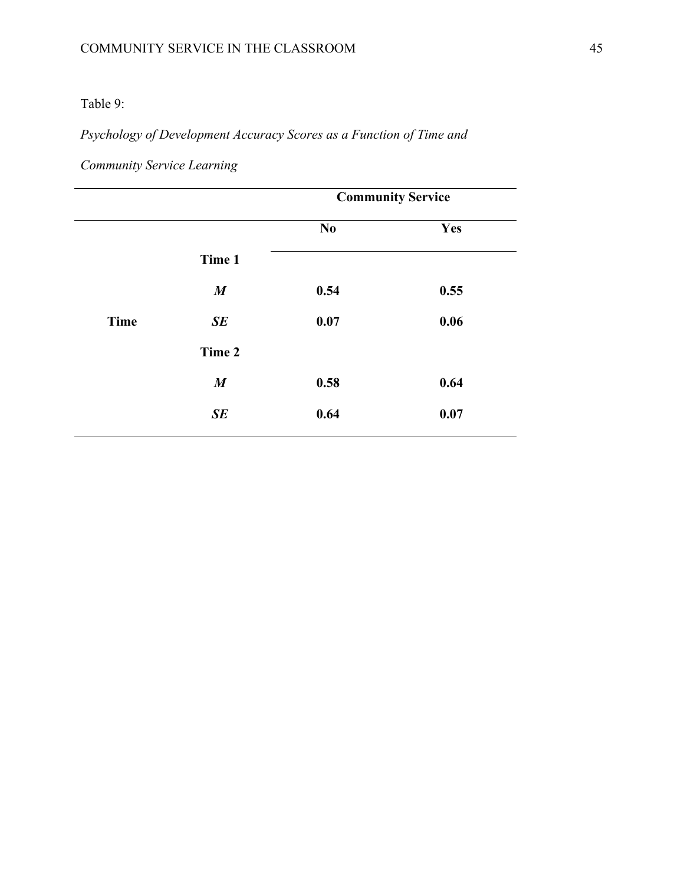Table 9:

*Psychology of Development Accuracy Scores as a Function of Time and Community Service Learning*

| | | Community Service | |
|---|---|---|---|
| | | **No** | **Yes** |
| | **Time 1** | | |
| | ***M*** | **0.54** | **0.55** |
| **Time** | ***SE*** | **0.07** | **0.06** |
| | **Time 2** | | |
| | ***M*** | **0.58** | **0.64** |
| | ***SE*** | **0.64** | **0.07** |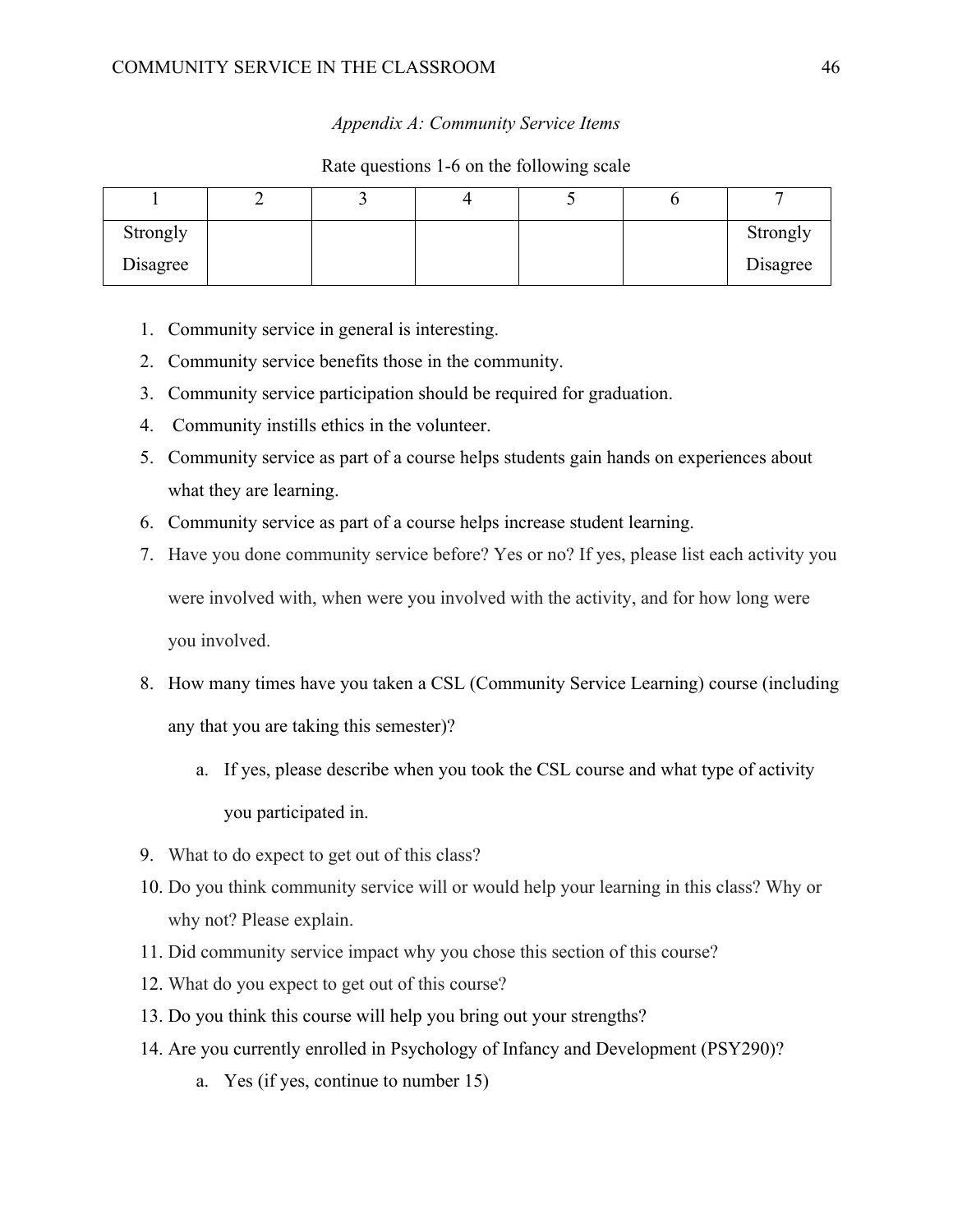*Appendix A: Community Service Items*

Rate questions 1-6 on the following scale

| 1 | 2 | 3 | 4 | 5 | 6 | 7 |
|---|---|---|---|---|---|---|
| Strongly Disagree | | | | | | Strongly Disagree |

1. Community service in general is interesting.
2. Community service benefits those in the community.
3. Community service participation should be required for graduation.
4. Community instills ethics in the volunteer.
5. Community service as part of a course helps students gain hands on experiences about what they are learning.
6. Community service as part of a course helps increase student learning.
7. Have you done community service before? Yes or no? If yes, please list each activity you were involved with, when were you involved with the activity, and for how long were you involved.
8. How many times have you taken a CSL (Community Service Learning) course (including any that you are taking this semester)?
   a. If yes, please describe when you took the CSL course and what type of activity you participated in.
9. What to do expect to get out of this class?
10. Do you think community service will or would help your learning in this class? Why or why not? Please explain.
11. Did community service impact why you chose this section of this course?
12. What do you expect to get out of this course?
13. Do you think this course will help you bring out your strengths?
14. Are you currently enrolled in Psychology of Infancy and Development (PSY290)?
    a. Yes (if yes, continue to number 15)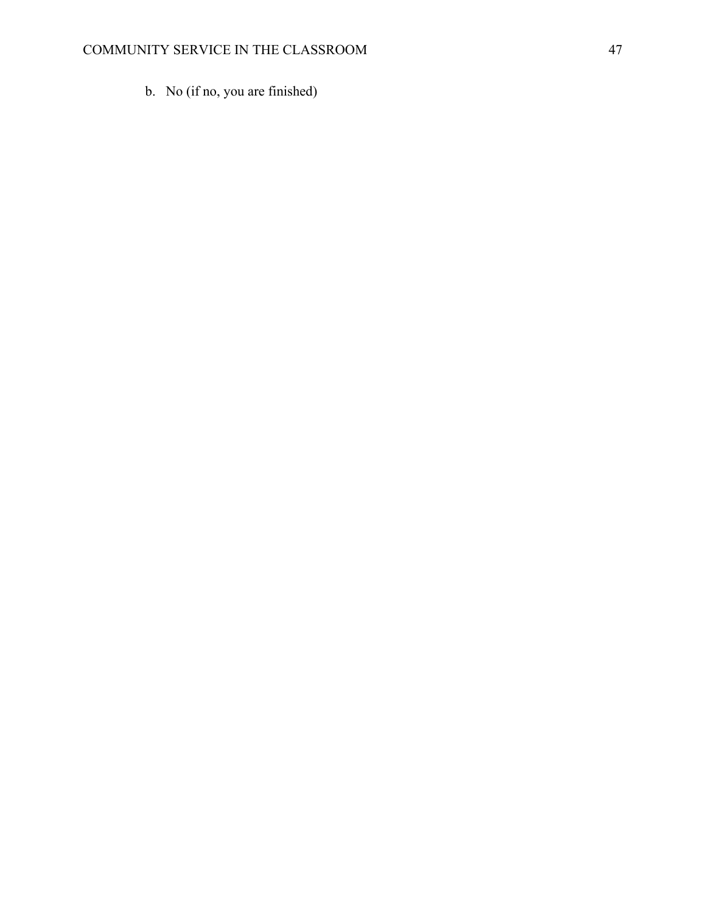b. No (if no, you are finished)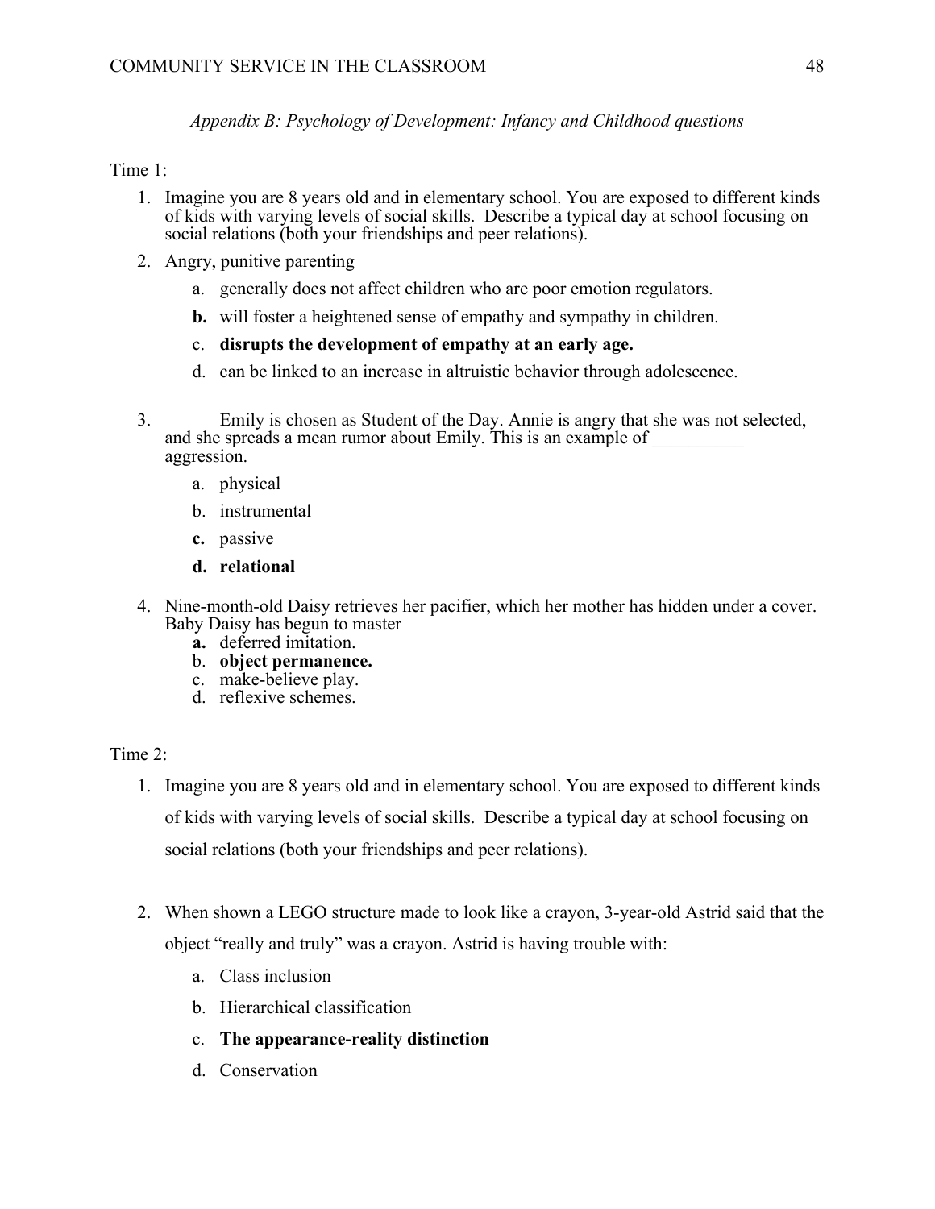*Appendix B: Psychology of Development: Infancy and Childhood questions*

Time 1:

1. Imagine you are 8 years old and in elementary school. You are exposed to different kinds of kids with varying levels of social skills. Describe a typical day at school focusing on social relations (both your friendships and peer relations).
2. Angry, punitive parenting
   a. generally does not affect children who are poor emotion regulators.
   **b.** will foster a heightened sense of empathy and sympathy in children.
   c. **disrupts the development of empathy at an early age.**
   d. can be linked to an increase in altruistic behavior through adolescence.
3. Emily is chosen as Student of the Day. Annie is angry that she was not selected, and she spreads a mean rumor about Emily. This is an example of __________ aggression.
   a. physical
   b. instrumental
   **c.** passive
   **d. relational**
4. Nine-month-old Daisy retrieves her pacifier, which her mother has hidden under a cover. Baby Daisy has begun to master
   **a.** deferred imitation.
   b. **object permanence.**
   c. make-believe play.
   d. reflexive schemes.

Time 2:

1. Imagine you are 8 years old and in elementary school. You are exposed to different kinds of kids with varying levels of social skills. Describe a typical day at school focusing on social relations (both your friendships and peer relations).
2. When shown a LEGO structure made to look like a crayon, 3-year-old Astrid said that the object "really and truly" was a crayon. Astrid is having trouble with:
   a. Class inclusion
   b. Hierarchical classification
   c. **The appearance-reality distinction**
   d. Conservation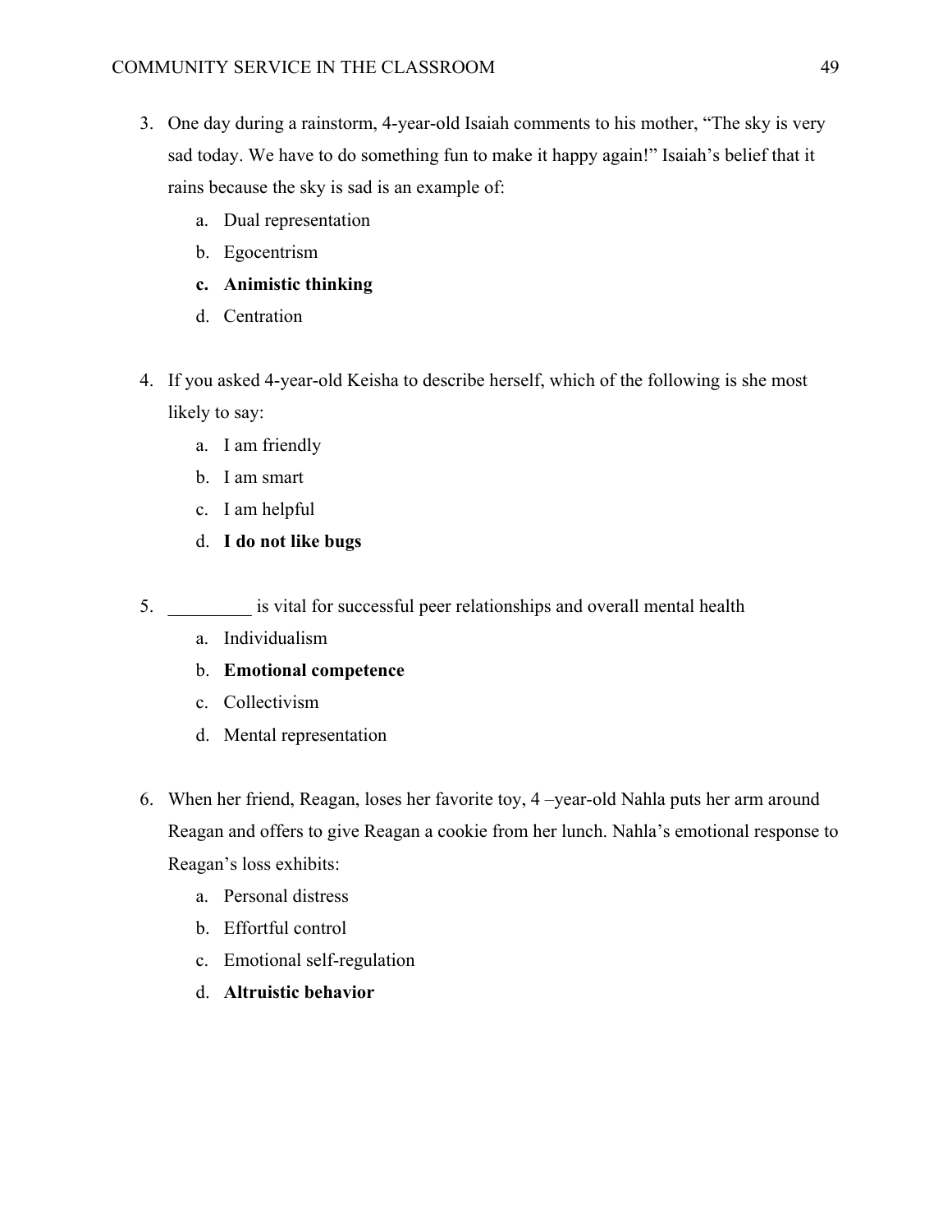3. One day during a rainstorm, 4-year-old Isaiah comments to his mother, "The sky is very sad today. We have to do something fun to make it happy again!" Isaiah's belief that it rains because the sky is sad is an example of:
   a. Dual representation
   b. Egocentrism
   **c. Animistic thinking**
   d. Centration

4. If you asked 4-year-old Keisha to describe herself, which of the following is she most likely to say:
   a. I am friendly
   b. I am smart
   c. I am helpful
   d. **I do not like bugs**

5. _________ is vital for successful peer relationships and overall mental health
   a. Individualism
   b. **Emotional competence**
   c. Collectivism
   d. Mental representation

6. When her friend, Reagan, loses her favorite toy, 4 –year-old Nahla puts her arm around Reagan and offers to give Reagan a cookie from her lunch. Nahla's emotional response to Reagan's loss exhibits:
   a. Personal distress
   b. Effortful control
   c. Emotional self-regulation
   d. **Altruistic behavior**